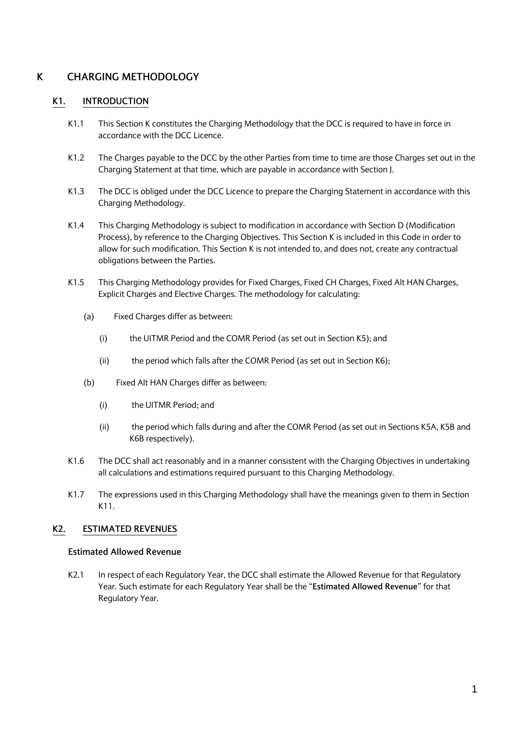# K CHARGING METHODOLOGY

## K1. INTRODUCTION

K1.1 This Section K constitutes the Charging Methodology that the DCC is required to have in force in accordance with the DCC Licence.

K1.2 The Charges payable to the DCC by the other Parties from time to time are those Charges set out in the Charging Statement at that time, which are payable in accordance with Section J.

K1.3 The DCC is obliged under the DCC Licence to prepare the Charging Statement in accordance with this Charging Methodology.

K1.4 This Charging Methodology is subject to modification in accordance with Section D (Modification Process), by reference to the Charging Objectives. This Section K is included in this Code in order to allow for such modification. This Section K is not intended to, and does not, create any contractual obligations between the Parties.

K1.5 This Charging Methodology provides for Fixed Charges, Fixed CH Charges, Fixed Alt HAN Charges, Explicit Charges and Elective Charges. The methodology for calculating:

- (a) Fixed Charges differ as between:
  - (i) the UITMR Period and the COMR Period (as set out in Section K5); and
  - (ii) the period which falls after the COMR Period (as set out in Section K6);
- (b) Fixed Alt HAN Charges differ as between:
  - (i) the UITMR Period; and
  - (ii) the period which falls during and after the COMR Period (as set out in Sections K5A, K5B and K6B respectively).

K1.6 The DCC shall act reasonably and in a manner consistent with the Charging Objectives in undertaking all calculations and estimations required pursuant to this Charging Methodology.

K1.7 The expressions used in this Charging Methodology shall have the meanings given to them in Section K11.

## K2. ESTIMATED REVENUES

### Estimated Allowed Revenue

K2.1 In respect of each Regulatory Year, the DCC shall estimate the Allowed Revenue for that Regulatory Year. Such estimate for each Regulatory Year shall be the "**Estimated Allowed Revenue**" for that Regulatory Year.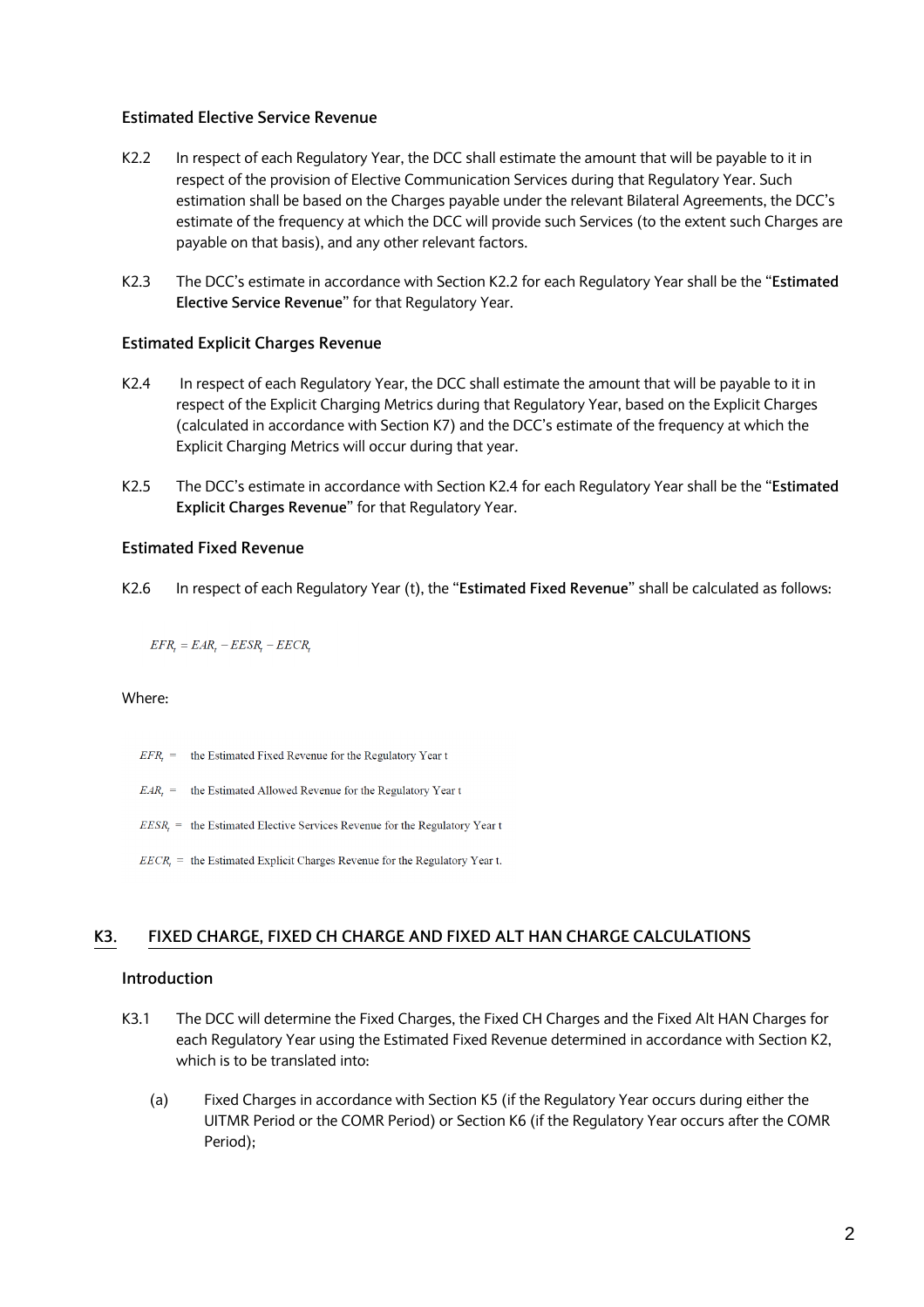### Estimated Elective Service Revenue

K2.2 In respect of each Regulatory Year, the DCC shall estimate the amount that will be payable to it in respect of the provision of Elective Communication Services during that Regulatory Year. Such estimation shall be based on the Charges payable under the relevant Bilateral Agreements, the DCC's estimate of the frequency at which the DCC will provide such Services (to the extent such Charges are payable on that basis), and any other relevant factors.

K2.3 The DCC's estimate in accordance with Section K2.2 for each Regulatory Year shall be the "**Estimated Elective Service Revenue**" for that Regulatory Year.

### Estimated Explicit Charges Revenue

K2.4 In respect of each Regulatory Year, the DCC shall estimate the amount that will be payable to it in respect of the Explicit Charging Metrics during that Regulatory Year, based on the Explicit Charges (calculated in accordance with Section K7) and the DCC's estimate of the frequency at which the Explicit Charging Metrics will occur during that year.

K2.5 The DCC's estimate in accordance with Section K2.4 for each Regulatory Year shall be the "**Estimated Explicit Charges Revenue**" for that Regulatory Year.

### Estimated Fixed Revenue

K2.6 In respect of each Regulatory Year (t), the "**Estimated Fixed Revenue**" shall be calculated as follows:

$$EFR_t = EAR_t - EESR_t - EECR_t$$

Where:

$EFR_t$ = the Estimated Fixed Revenue for the Regulatory Year t

$EAR_t$ = the Estimated Allowed Revenue for the Regulatory Year t

$EESR_t$ = the Estimated Elective Services Revenue for the Regulatory Year t

$EECR_t$ = the Estimated Explicit Charges Revenue for the Regulatory Year t.

## K3. FIXED CHARGE, FIXED CH CHARGE AND FIXED ALT HAN CHARGE CALCULATIONS

### Introduction

K3.1 The DCC will determine the Fixed Charges, the Fixed CH Charges and the Fixed Alt HAN Charges for each Regulatory Year using the Estimated Fixed Revenue determined in accordance with Section K2, which is to be translated into:

(a) Fixed Charges in accordance with Section K5 (if the Regulatory Year occurs during either the UITMR Period or the COMR Period) or Section K6 (if the Regulatory Year occurs after the COMR Period);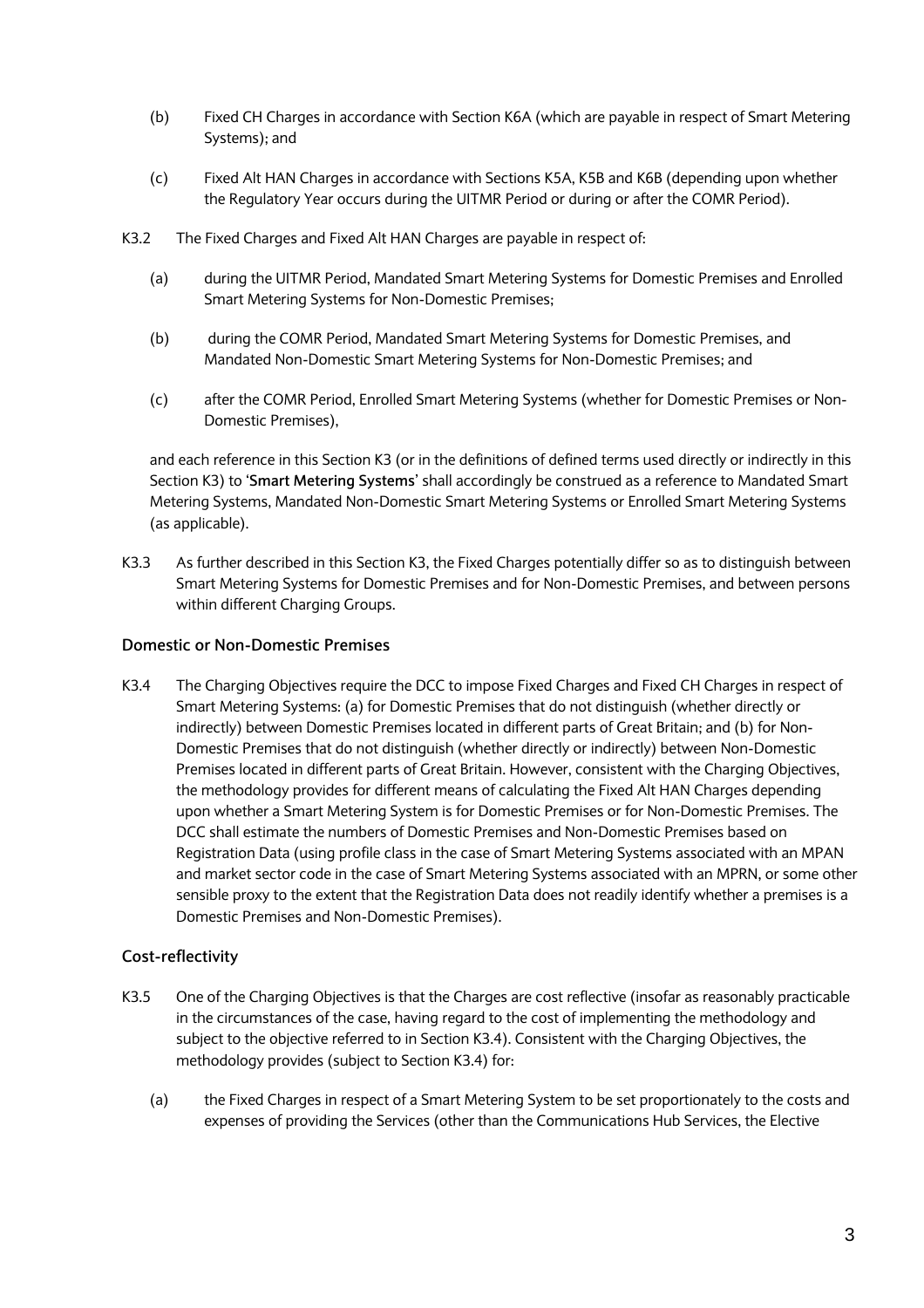(b) Fixed CH Charges in accordance with Section K6A (which are payable in respect of Smart Metering Systems); and

(c) Fixed Alt HAN Charges in accordance with Sections K5A, K5B and K6B (depending upon whether the Regulatory Year occurs during the UITMR Period or during or after the COMR Period).

K3.2 The Fixed Charges and Fixed Alt HAN Charges are payable in respect of:

(a) during the UITMR Period, Mandated Smart Metering Systems for Domestic Premises and Enrolled Smart Metering Systems for Non-Domestic Premises;

(b) during the COMR Period, Mandated Smart Metering Systems for Domestic Premises, and Mandated Non-Domestic Smart Metering Systems for Non-Domestic Premises; and

(c) after the COMR Period, Enrolled Smart Metering Systems (whether for Domestic Premises or Non-Domestic Premises),

and each reference in this Section K3 (or in the definitions of defined terms used directly or indirectly in this Section K3) to '**Smart Metering Systems**' shall accordingly be construed as a reference to Mandated Smart Metering Systems, Mandated Non-Domestic Smart Metering Systems or Enrolled Smart Metering Systems (as applicable).

K3.3 As further described in this Section K3, the Fixed Charges potentially differ so as to distinguish between Smart Metering Systems for Domestic Premises and for Non-Domestic Premises, and between persons within different Charging Groups.

### Domestic or Non-Domestic Premises

K3.4 The Charging Objectives require the DCC to impose Fixed Charges and Fixed CH Charges in respect of Smart Metering Systems: (a) for Domestic Premises that do not distinguish (whether directly or indirectly) between Domestic Premises located in different parts of Great Britain; and (b) for Non-Domestic Premises that do not distinguish (whether directly or indirectly) between Non-Domestic Premises located in different parts of Great Britain. However, consistent with the Charging Objectives, the methodology provides for different means of calculating the Fixed Alt HAN Charges depending upon whether a Smart Metering System is for Domestic Premises or for Non-Domestic Premises. The DCC shall estimate the numbers of Domestic Premises and Non-Domestic Premises based on Registration Data (using profile class in the case of Smart Metering Systems associated with an MPAN and market sector code in the case of Smart Metering Systems associated with an MPRN, or some other sensible proxy to the extent that the Registration Data does not readily identify whether a premises is a Domestic Premises and Non-Domestic Premises).

### Cost-reflectivity

K3.5 One of the Charging Objectives is that the Charges are cost reflective (insofar as reasonably practicable in the circumstances of the case, having regard to the cost of implementing the methodology and subject to the objective referred to in Section K3.4). Consistent with the Charging Objectives, the methodology provides (subject to Section K3.4) for:

(a) the Fixed Charges in respect of a Smart Metering System to be set proportionately to the costs and expenses of providing the Services (other than the Communications Hub Services, the Elective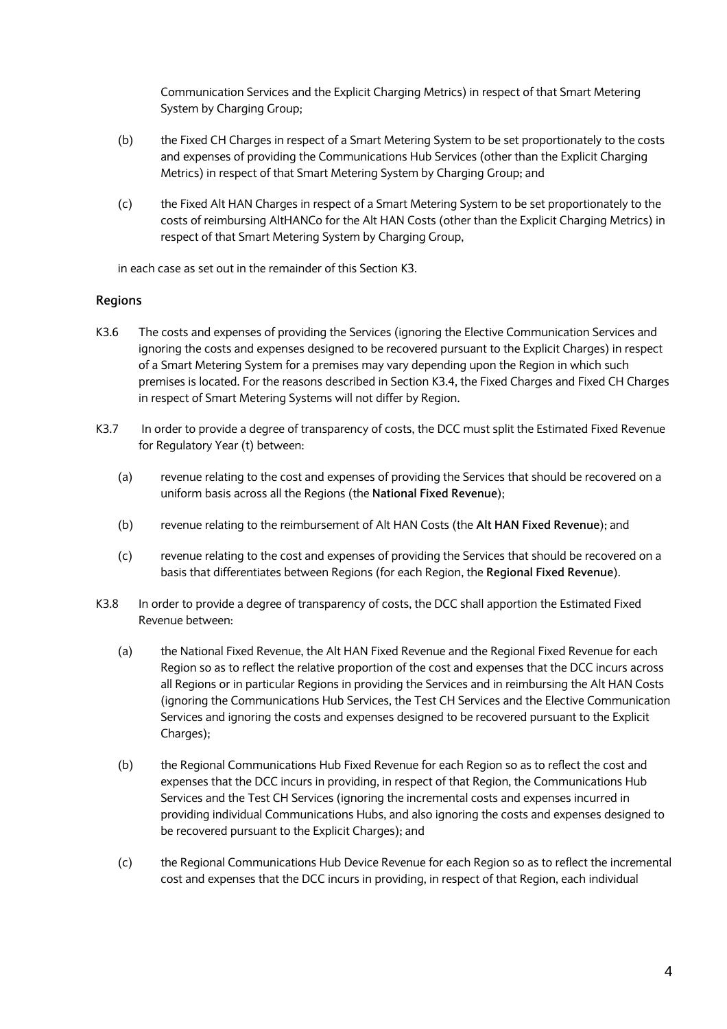Communication Services and the Explicit Charging Metrics) in respect of that Smart Metering System by Charging Group;

(b) the Fixed CH Charges in respect of a Smart Metering System to be set proportionately to the costs and expenses of providing the Communications Hub Services (other than the Explicit Charging Metrics) in respect of that Smart Metering System by Charging Group; and

(c) the Fixed Alt HAN Charges in respect of a Smart Metering System to be set proportionately to the costs of reimbursing AltHANCo for the Alt HAN Costs (other than the Explicit Charging Metrics) in respect of that Smart Metering System by Charging Group,

in each case as set out in the remainder of this Section K3.

### Regions

K3.6 The costs and expenses of providing the Services (ignoring the Elective Communication Services and ignoring the costs and expenses designed to be recovered pursuant to the Explicit Charges) in respect of a Smart Metering System for a premises may vary depending upon the Region in which such premises is located. For the reasons described in Section K3.4, the Fixed Charges and Fixed CH Charges in respect of Smart Metering Systems will not differ by Region.

K3.7 In order to provide a degree of transparency of costs, the DCC must split the Estimated Fixed Revenue for Regulatory Year (t) between:

(a) revenue relating to the cost and expenses of providing the Services that should be recovered on a uniform basis across all the Regions (the **National Fixed Revenue**);

(b) revenue relating to the reimbursement of Alt HAN Costs (the **Alt HAN Fixed Revenue**); and

(c) revenue relating to the cost and expenses of providing the Services that should be recovered on a basis that differentiates between Regions (for each Region, the **Regional Fixed Revenue**).

K3.8 In order to provide a degree of transparency of costs, the DCC shall apportion the Estimated Fixed Revenue between:

(a) the National Fixed Revenue, the Alt HAN Fixed Revenue and the Regional Fixed Revenue for each Region so as to reflect the relative proportion of the cost and expenses that the DCC incurs across all Regions or in particular Regions in providing the Services and in reimbursing the Alt HAN Costs (ignoring the Communications Hub Services, the Test CH Services and the Elective Communication Services and ignoring the costs and expenses designed to be recovered pursuant to the Explicit Charges);

(b) the Regional Communications Hub Fixed Revenue for each Region so as to reflect the cost and expenses that the DCC incurs in providing, in respect of that Region, the Communications Hub Services and the Test CH Services (ignoring the incremental costs and expenses incurred in providing individual Communications Hubs, and also ignoring the costs and expenses designed to be recovered pursuant to the Explicit Charges); and

(c) the Regional Communications Hub Device Revenue for each Region so as to reflect the incremental cost and expenses that the DCC incurs in providing, in respect of that Region, each individual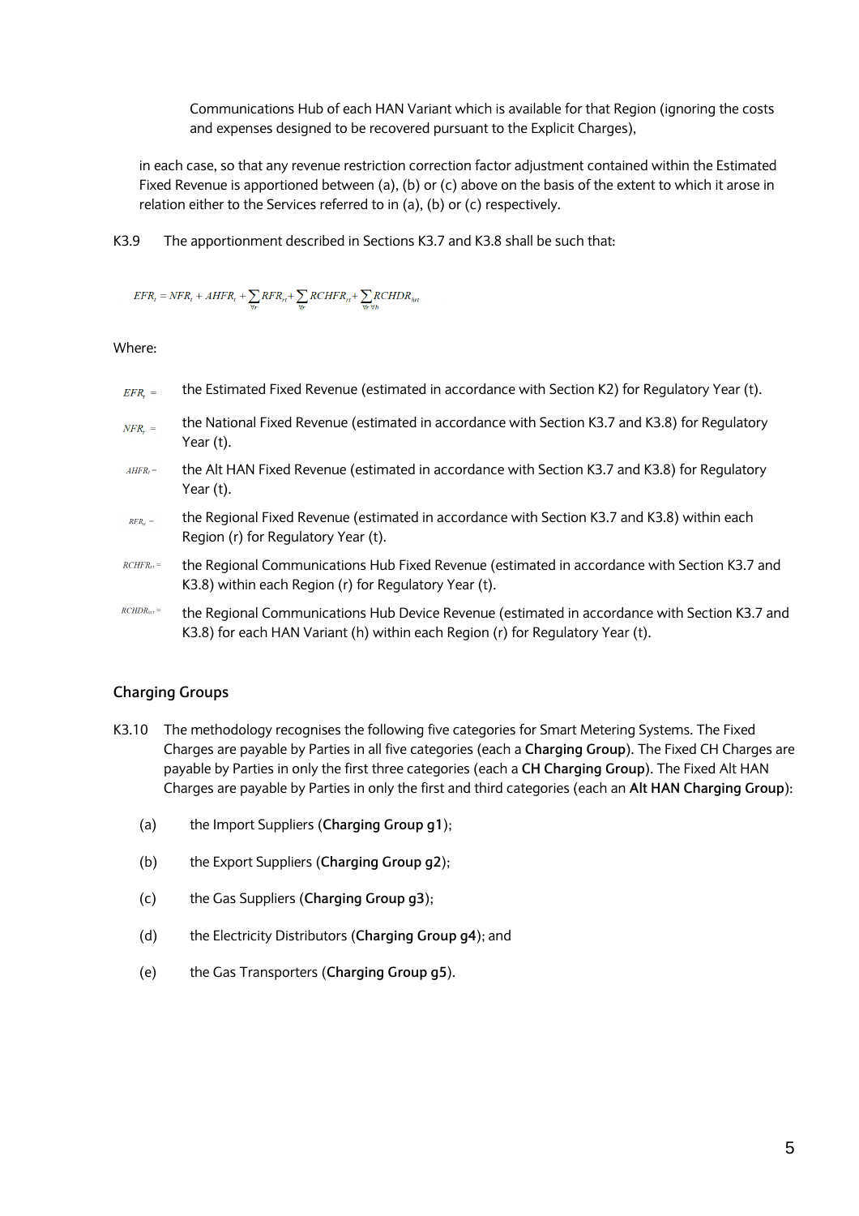Communications Hub of each HAN Variant which is available for that Region (ignoring the costs and expenses designed to be recovered pursuant to the Explicit Charges),

in each case, so that any revenue restriction correction factor adjustment contained within the Estimated Fixed Revenue is apportioned between (a), (b) or (c) above on the basis of the extent to which it arose in relation either to the Services referred to in (a), (b) or (c) respectively.

K3.9 The apportionment described in Sections K3.7 and K3.8 shall be such that:

$$EFR_t = NFR_t + AHFR_t + \sum_{\forall r} RFR_{rt} + \sum_{\forall r} RCHFR_{rt} + \sum_{\forall r \forall h} RCHDR_{hrt}$$

Where:

$EFR_t =$ the Estimated Fixed Revenue (estimated in accordance with Section K2) for Regulatory Year (t).

$NFR_t =$ the National Fixed Revenue (estimated in accordance with Section K3.7 and K3.8) for Regulatory Year (t).

$AHFR_t =$ the Alt HAN Fixed Revenue (estimated in accordance with Section K3.7 and K3.8) for Regulatory Year (t).

$RFR_{rt} =$ the Regional Fixed Revenue (estimated in accordance with Section K3.7 and K3.8) within each Region (r) for Regulatory Year (t).

$RCHFR_{rt} =$ the Regional Communications Hub Fixed Revenue (estimated in accordance with Section K3.7 and K3.8) within each Region (r) for Regulatory Year (t).

$RCHDR_{hrt} =$ the Regional Communications Hub Device Revenue (estimated in accordance with Section K3.7 and K3.8) for each HAN Variant (h) within each Region (r) for Regulatory Year (t).

### Charging Groups

K3.10 The methodology recognises the following five categories for Smart Metering Systems. The Fixed Charges are payable by Parties in all five categories (each a **Charging Group**). The Fixed CH Charges are payable by Parties in only the first three categories (each a **CH Charging Group**). The Fixed Alt HAN Charges are payable by Parties in only the first and third categories (each an **Alt HAN Charging Group**):

(a) the Import Suppliers (**Charging Group g1**);

(b) the Export Suppliers (**Charging Group g2**);

(c) the Gas Suppliers (**Charging Group g3**);

(d) the Electricity Distributors (**Charging Group g4**); and

(e) the Gas Transporters (**Charging Group g5**).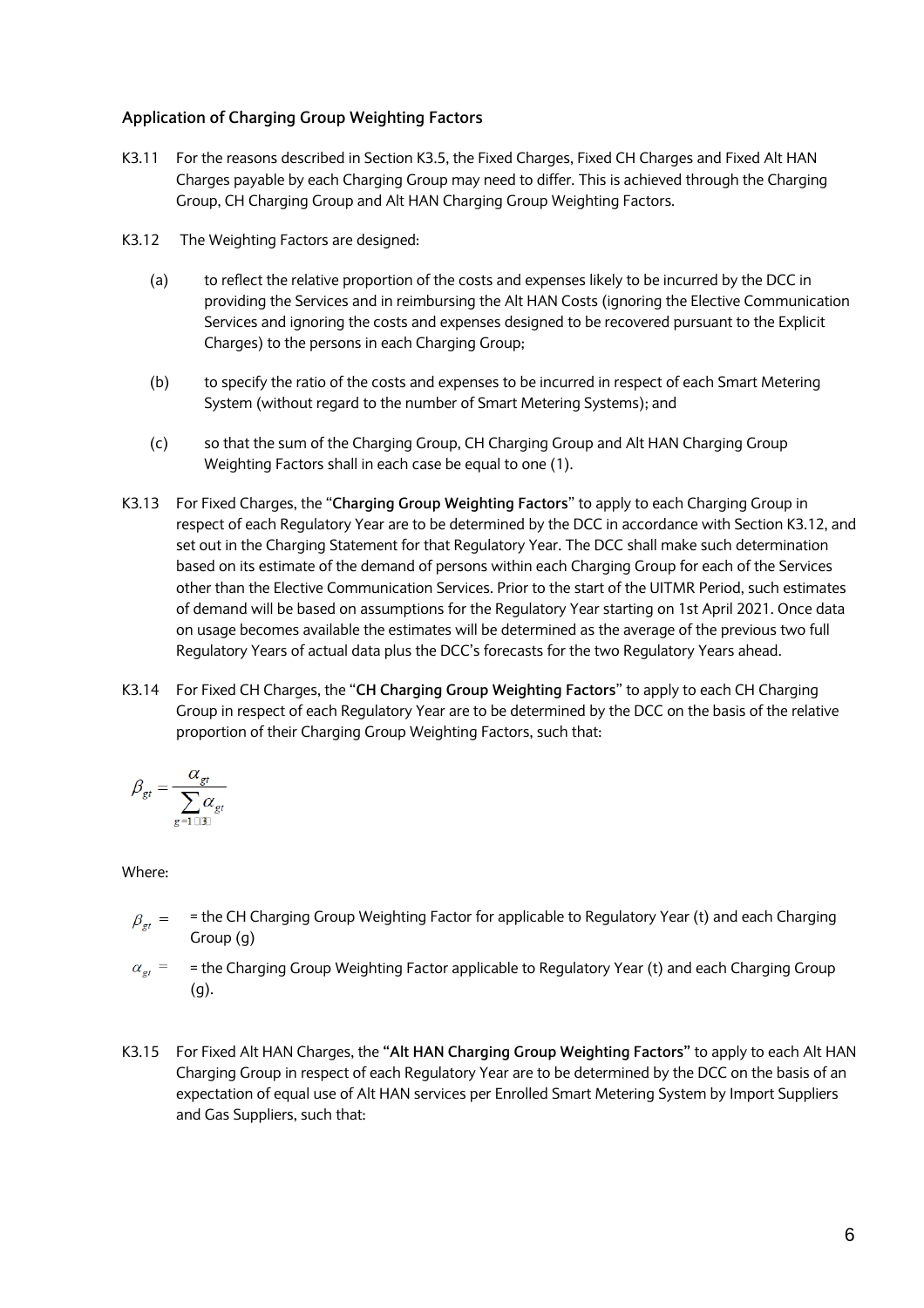### Application of Charging Group Weighting Factors

K3.11 For the reasons described in Section K3.5, the Fixed Charges, Fixed CH Charges and Fixed Alt HAN Charges payable by each Charging Group may need to differ. This is achieved through the Charging Group, CH Charging Group and Alt HAN Charging Group Weighting Factors.

K3.12 The Weighting Factors are designed:

(a) to reflect the relative proportion of the costs and expenses likely to be incurred by the DCC in providing the Services and in reimbursing the Alt HAN Costs (ignoring the Elective Communication Services and ignoring the costs and expenses designed to be recovered pursuant to the Explicit Charges) to the persons in each Charging Group;

(b) to specify the ratio of the costs and expenses to be incurred in respect of each Smart Metering System (without regard to the number of Smart Metering Systems); and

(c) so that the sum of the Charging Group, CH Charging Group and Alt HAN Charging Group Weighting Factors shall in each case be equal to one (1).

K3.13 For Fixed Charges, the "**Charging Group Weighting Factors**" to apply to each Charging Group in respect of each Regulatory Year are to be determined by the DCC in accordance with Section K3.12, and set out in the Charging Statement for that Regulatory Year. The DCC shall make such determination based on its estimate of the demand of persons within each Charging Group for each of the Services other than the Elective Communication Services. Prior to the start of the UITMR Period, such estimates of demand will be based on assumptions for the Regulatory Year starting on 1st April 2021. Once data on usage becomes available the estimates will be determined as the average of the previous two full Regulatory Years of actual data plus the DCC's forecasts for the two Regulatory Years ahead.

K3.14 For Fixed CH Charges, the "**CH Charging Group Weighting Factors**" to apply to each CH Charging Group in respect of each Regulatory Year are to be determined by the DCC on the basis of the relative proportion of their Charging Group Weighting Factors, such that:

$$\beta_{gt} = \frac{\alpha_{gt}}{\sum_{g=1..3} \alpha_{gt}}$$

Where:

$\beta_{gt}$ = = the CH Charging Group Weighting Factor for applicable to Regulatory Year (t) and each Charging Group (g)

$\alpha_{gt}$ = = the Charging Group Weighting Factor applicable to Regulatory Year (t) and each Charging Group (g).

K3.15 For Fixed Alt HAN Charges, the **"Alt HAN Charging Group Weighting Factors"** to apply to each Alt HAN Charging Group in respect of each Regulatory Year are to be determined by the DCC on the basis of an expectation of equal use of Alt HAN services per Enrolled Smart Metering System by Import Suppliers and Gas Suppliers, such that: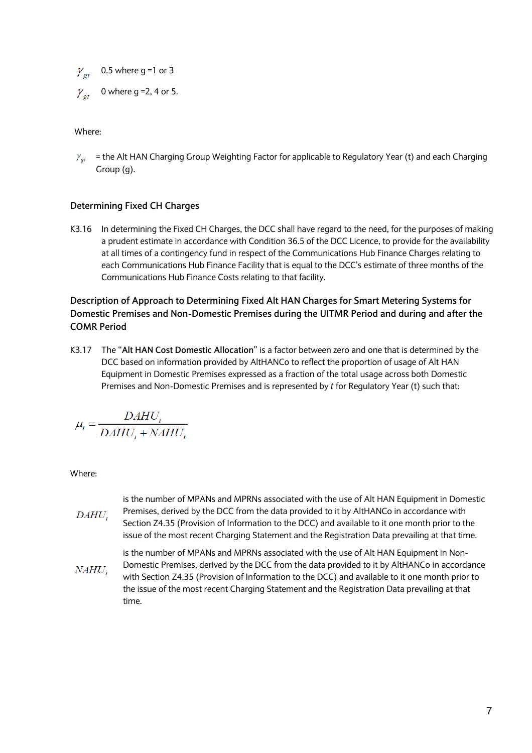$\gamma_{gt}$ 0.5 where g =1 or 3

$\gamma_{gt}$ 0 where g =2, 4 or 5.

Where:

$\gamma_{gt}$ = the Alt HAN Charging Group Weighting Factor for applicable to Regulatory Year (t) and each Charging Group (g).

### Determining Fixed CH Charges

K3.16 In determining the Fixed CH Charges, the DCC shall have regard to the need, for the purposes of making a prudent estimate in accordance with Condition 36.5 of the DCC Licence, to provide for the availability at all times of a contingency fund in respect of the Communications Hub Finance Charges relating to each Communications Hub Finance Facility that is equal to the DCC's estimate of three months of the Communications Hub Finance Costs relating to that facility.

### Description of Approach to Determining Fixed Alt HAN Charges for Smart Metering Systems for Domestic Premises and Non-Domestic Premises during the UITMR Period and during and after the COMR Period

K3.17 The "**Alt HAN Cost Domestic Allocation**" is a factor between zero and one that is determined by the DCC based on information provided by AltHANCo to reflect the proportion of usage of Alt HAN Equipment in Domestic Premises expressed as a fraction of the total usage across both Domestic Premises and Non-Domestic Premises and is represented by *t* for Regulatory Year (t) such that:

$$\mu_t = \frac{DAHU_t}{DAHU_t + NAHU_t}$$

Where:

$DAHU_t$ is the number of MPANs and MPRNs associated with the use of Alt HAN Equipment in Domestic Premises, derived by the DCC from the data provided to it by AltHANCo in accordance with Section Z4.35 (Provision of Information to the DCC) and available to it one month prior to the issue of the most recent Charging Statement and the Registration Data prevailing at that time.

$NAHU_t$ is the number of MPANs and MPRNs associated with the use of Alt HAN Equipment in Non-Domestic Premises, derived by the DCC from the data provided to it by AltHANCo in accordance with Section Z4.35 (Provision of Information to the DCC) and available to it one month prior to the issue of the most recent Charging Statement and the Registration Data prevailing at that time.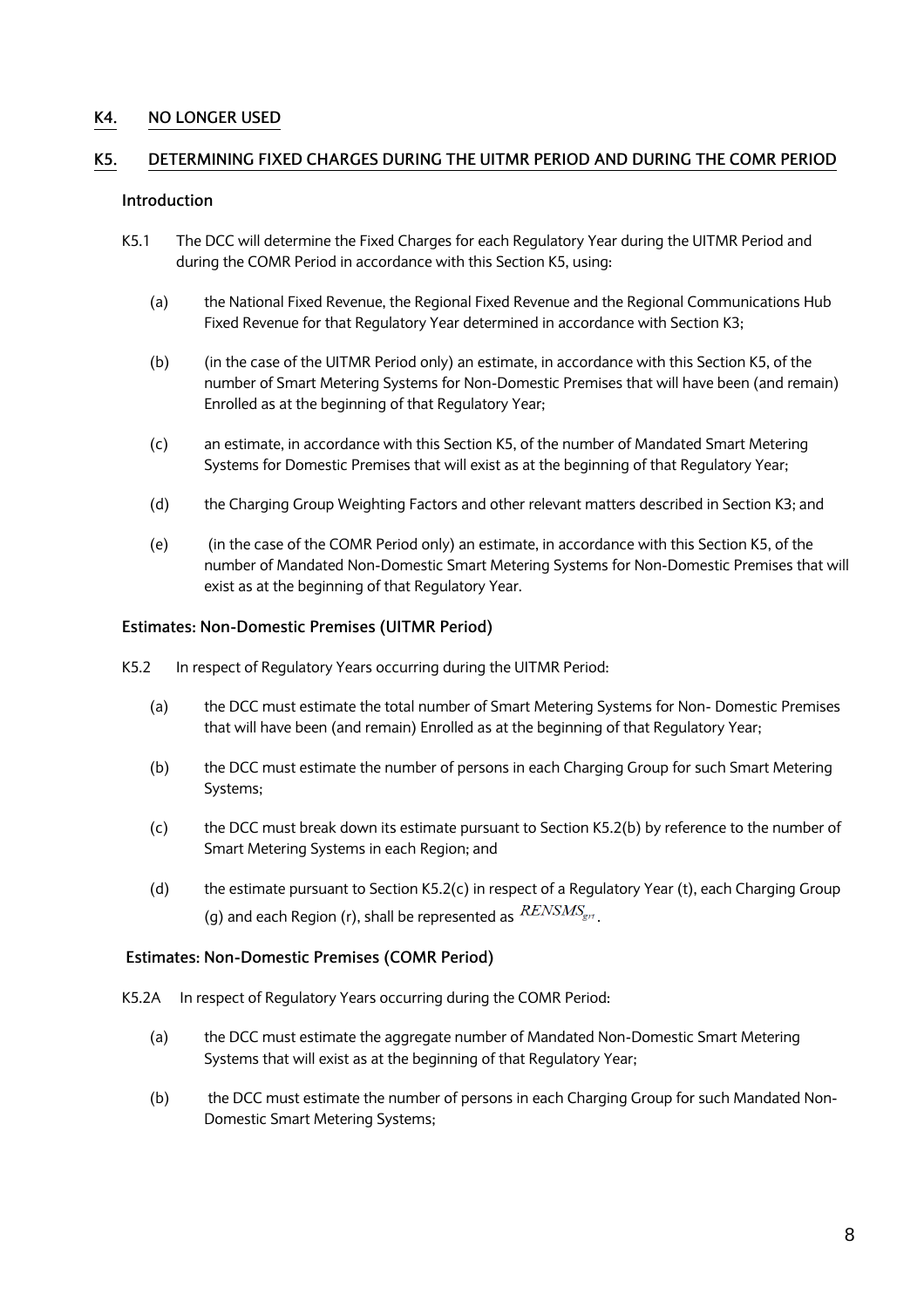## K4. NO LONGER USED

## K5. DETERMINING FIXED CHARGES DURING THE UITMR PERIOD AND DURING THE COMR PERIOD

### Introduction

K5.1 The DCC will determine the Fixed Charges for each Regulatory Year during the UITMR Period and during the COMR Period in accordance with this Section K5, using:

(a) the National Fixed Revenue, the Regional Fixed Revenue and the Regional Communications Hub Fixed Revenue for that Regulatory Year determined in accordance with Section K3;

(b) (in the case of the UITMR Period only) an estimate, in accordance with this Section K5, of the number of Smart Metering Systems for Non-Domestic Premises that will have been (and remain) Enrolled as at the beginning of that Regulatory Year;

(c) an estimate, in accordance with this Section K5, of the number of Mandated Smart Metering Systems for Domestic Premises that will exist as at the beginning of that Regulatory Year;

(d) the Charging Group Weighting Factors and other relevant matters described in Section K3; and

(e) (in the case of the COMR Period only) an estimate, in accordance with this Section K5, of the number of Mandated Non-Domestic Smart Metering Systems for Non-Domestic Premises that will exist as at the beginning of that Regulatory Year.

### Estimates: Non-Domestic Premises (UITMR Period)

K5.2 In respect of Regulatory Years occurring during the UITMR Period:

(a) the DCC must estimate the total number of Smart Metering Systems for Non- Domestic Premises that will have been (and remain) Enrolled as at the beginning of that Regulatory Year;

(b) the DCC must estimate the number of persons in each Charging Group for such Smart Metering Systems;

(c) the DCC must break down its estimate pursuant to Section K5.2(b) by reference to the number of Smart Metering Systems in each Region; and

(d) the estimate pursuant to Section K5.2(c) in respect of a Regulatory Year (t), each Charging Group (g) and each Region (r), shall be represented as $RENSMS_{grt}$.

### Estimates: Non-Domestic Premises (COMR Period)

K5.2A In respect of Regulatory Years occurring during the COMR Period:

(a) the DCC must estimate the aggregate number of Mandated Non-Domestic Smart Metering Systems that will exist as at the beginning of that Regulatory Year;

(b) the DCC must estimate the number of persons in each Charging Group for such Mandated Non-Domestic Smart Metering Systems;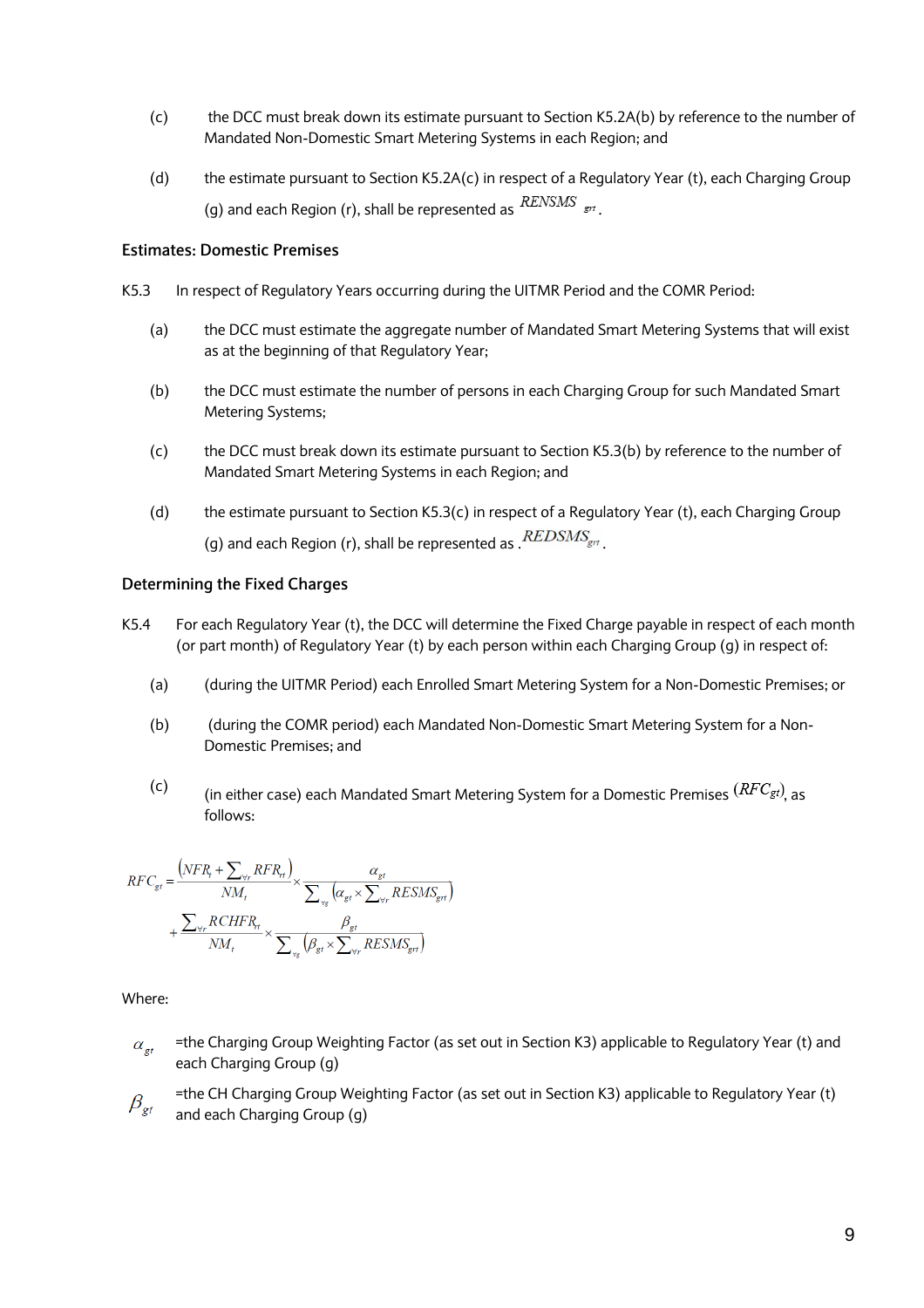(c) the DCC must break down its estimate pursuant to Section K5.2A(b) by reference to the number of Mandated Non-Domestic Smart Metering Systems in each Region; and

(d) the estimate pursuant to Section K5.2A(c) in respect of a Regulatory Year (t), each Charging Group (g) and each Region (r), shall be represented as $RENSMS_{grt}$.

### Estimates: Domestic Premises

K5.3 In respect of Regulatory Years occurring during the UITMR Period and the COMR Period:

(a) the DCC must estimate the aggregate number of Mandated Smart Metering Systems that will exist as at the beginning of that Regulatory Year;

(b) the DCC must estimate the number of persons in each Charging Group for such Mandated Smart Metering Systems;

(c) the DCC must break down its estimate pursuant to Section K5.3(b) by reference to the number of Mandated Smart Metering Systems in each Region; and

(d) the estimate pursuant to Section K5.3(c) in respect of a Regulatory Year (t), each Charging Group (g) and each Region (r), shall be represented as .$REDSMS_{grt}$.

### Determining the Fixed Charges

K5.4 For each Regulatory Year (t), the DCC will determine the Fixed Charge payable in respect of each month (or part month) of Regulatory Year (t) by each person within each Charging Group (g) in respect of:

(a) (during the UITMR Period) each Enrolled Smart Metering System for a Non-Domestic Premises; or

(b) (during the COMR period) each Mandated Non-Domestic Smart Metering System for a Non-Domestic Premises; and

(c) (in either case) each Mandated Smart Metering System for a Domestic Premises ($RFC_{gt}$), as follows:

$$RFC_{gt} = \frac{\left(NFR_t + \sum_{\forall r} RFR_{rt}\right)}{NM_t} \times \frac{\alpha_{gt}}{\sum_{\forall g}\left(\alpha_{gt} \times \sum_{\forall r} RESMS_{grt}\right)} + \frac{\sum_{\forall r} RCHFR_{rt}}{NM_t} \times \frac{\beta_{gt}}{\sum_{\forall g}\left(\beta_{gt} \times \sum_{\forall r} RESMS_{grt}\right)}$$

Where:

$\alpha_{gt}$ =the Charging Group Weighting Factor (as set out in Section K3) applicable to Regulatory Year (t) and each Charging Group (g)

$\beta_{gt}$ =the CH Charging Group Weighting Factor (as set out in Section K3) applicable to Regulatory Year (t) and each Charging Group (g)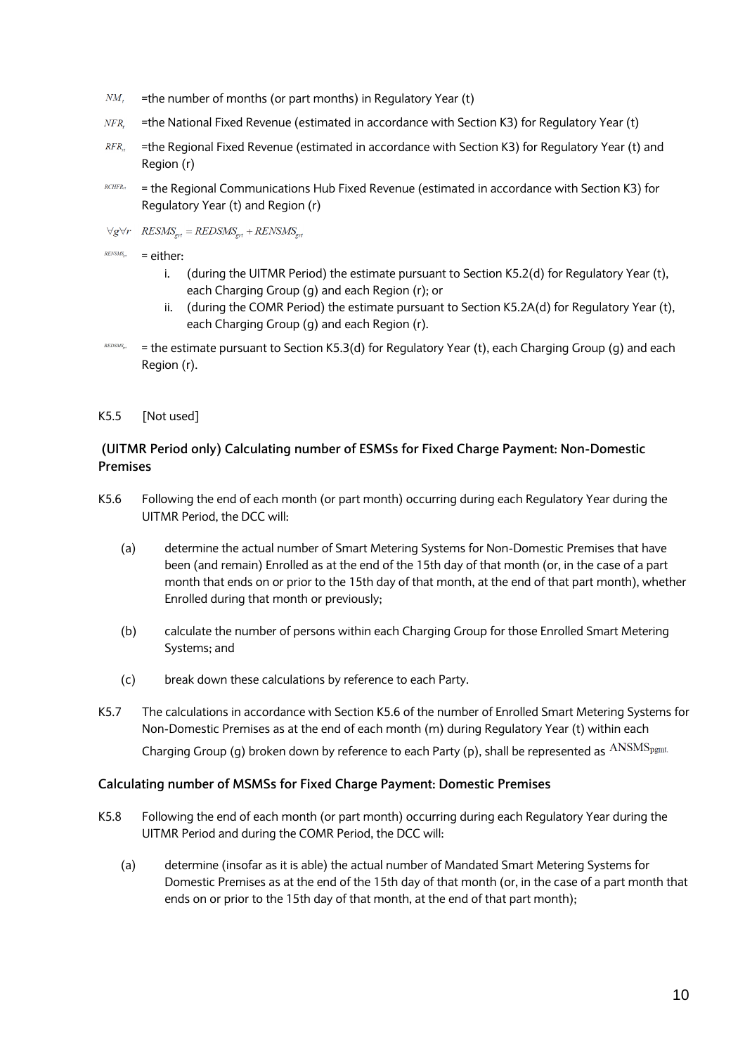$NM_t$ =the number of months (or part months) in Regulatory Year (t)

$NFR_t$ =the National Fixed Revenue (estimated in accordance with Section K3) for Regulatory Year (t)

$RFR_{rt}$ =the Regional Fixed Revenue (estimated in accordance with Section K3) for Regulatory Year (t) and Region (r)

$RCHFR_{rt}$ = the Regional Communications Hub Fixed Revenue (estimated in accordance with Section K3) for Regulatory Year (t) and Region (r)

$$\forall g \forall r \quad RESMS_{grt} = REDSMS_{grt} + RENSMS_{grt}$$

$RENSMS_{grt}$ = either:

i. (during the UITMR Period) the estimate pursuant to Section K5.2(d) for Regulatory Year (t), each Charging Group (g) and each Region (r); or
ii. (during the COMR Period) the estimate pursuant to Section K5.2A(d) for Regulatory Year (t), each Charging Group (g) and each Region (r).

$REDSMS_{grt}$ = the estimate pursuant to Section K5.3(d) for Regulatory Year (t), each Charging Group (g) and each Region (r).

K5.5 [Not used]

### (UITMR Period only) Calculating number of ESMSs for Fixed Charge Payment: Non-Domestic Premises

K5.6 Following the end of each month (or part month) occurring during each Regulatory Year during the UITMR Period, the DCC will:

(a) determine the actual number of Smart Metering Systems for Non-Domestic Premises that have been (and remain) Enrolled as at the end of the 15th day of that month (or, in the case of a part month that ends on or prior to the 15th day of that month, at the end of that part month), whether Enrolled during that month or previously;

(b) calculate the number of persons within each Charging Group for those Enrolled Smart Metering Systems; and

(c) break down these calculations by reference to each Party.

K5.7 The calculations in accordance with Section K5.6 of the number of Enrolled Smart Metering Systems for Non-Domestic Premises as at the end of each month (m) during Regulatory Year (t) within each Charging Group (g) broken down by reference to each Party (p), shall be represented as $ANSMS_{pgmt}$.

### Calculating number of MSMSs for Fixed Charge Payment: Domestic Premises

K5.8 Following the end of each month (or part month) occurring during each Regulatory Year during the UITMR Period and during the COMR Period, the DCC will:

(a) determine (insofar as it is able) the actual number of Mandated Smart Metering Systems for Domestic Premises as at the end of the 15th day of that month (or, in the case of a part month that ends on or prior to the 15th day of that month, at the end of that part month);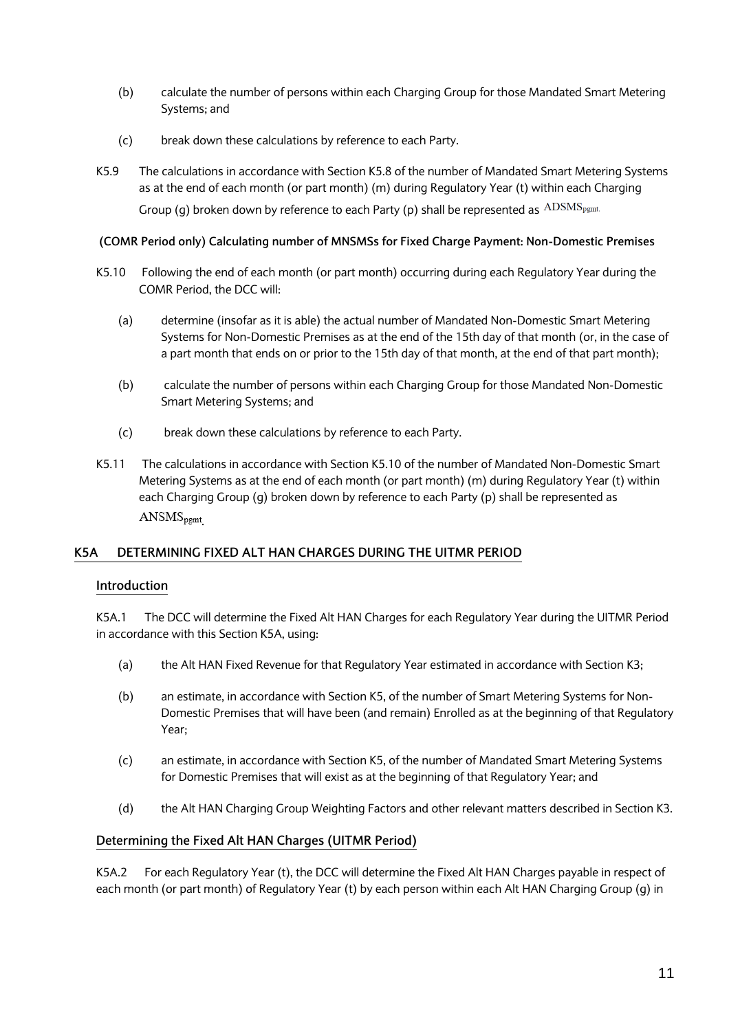(b) calculate the number of persons within each Charging Group for those Mandated Smart Metering Systems; and

(c) break down these calculations by reference to each Party.

K5.9 The calculations in accordance with Section K5.8 of the number of Mandated Smart Metering Systems as at the end of each month (or part month) (m) during Regulatory Year (t) within each Charging Group (g) broken down by reference to each Party (p) shall be represented as $ADSMS_{pgmt}$.

**(COMR Period only) Calculating number of MNSMSs for Fixed Charge Payment: Non-Domestic Premises**

K5.10 Following the end of each month (or part month) occurring during each Regulatory Year during the COMR Period, the DCC will:

(a) determine (insofar as it is able) the actual number of Mandated Non-Domestic Smart Metering Systems for Non-Domestic Premises as at the end of the 15th day of that month (or, in the case of a part month that ends on or prior to the 15th day of that month, at the end of that part month);

(b) calculate the number of persons within each Charging Group for those Mandated Non-Domestic Smart Metering Systems; and

(c) break down these calculations by reference to each Party.

K5.11 The calculations in accordance with Section K5.10 of the number of Mandated Non-Domestic Smart Metering Systems as at the end of each month (or part month) (m) during Regulatory Year (t) within each Charging Group (g) broken down by reference to each Party (p) shall be represented as $ANSMS_{pgmt}$.

## K5A DETERMINING FIXED ALT HAN CHARGES DURING THE UITMR PERIOD

### Introduction

K5A.1 The DCC will determine the Fixed Alt HAN Charges for each Regulatory Year during the UITMR Period in accordance with this Section K5A, using:

(a) the Alt HAN Fixed Revenue for that Regulatory Year estimated in accordance with Section K3;

(b) an estimate, in accordance with Section K5, of the number of Smart Metering Systems for Non-Domestic Premises that will have been (and remain) Enrolled as at the beginning of that Regulatory Year;

(c) an estimate, in accordance with Section K5, of the number of Mandated Smart Metering Systems for Domestic Premises that will exist as at the beginning of that Regulatory Year; and

(d) the Alt HAN Charging Group Weighting Factors and other relevant matters described in Section K3.

### Determining the Fixed Alt HAN Charges (UITMR Period)

K5A.2 For each Regulatory Year (t), the DCC will determine the Fixed Alt HAN Charges payable in respect of each month (or part month) of Regulatory Year (t) by each person within each Alt HAN Charging Group (g) in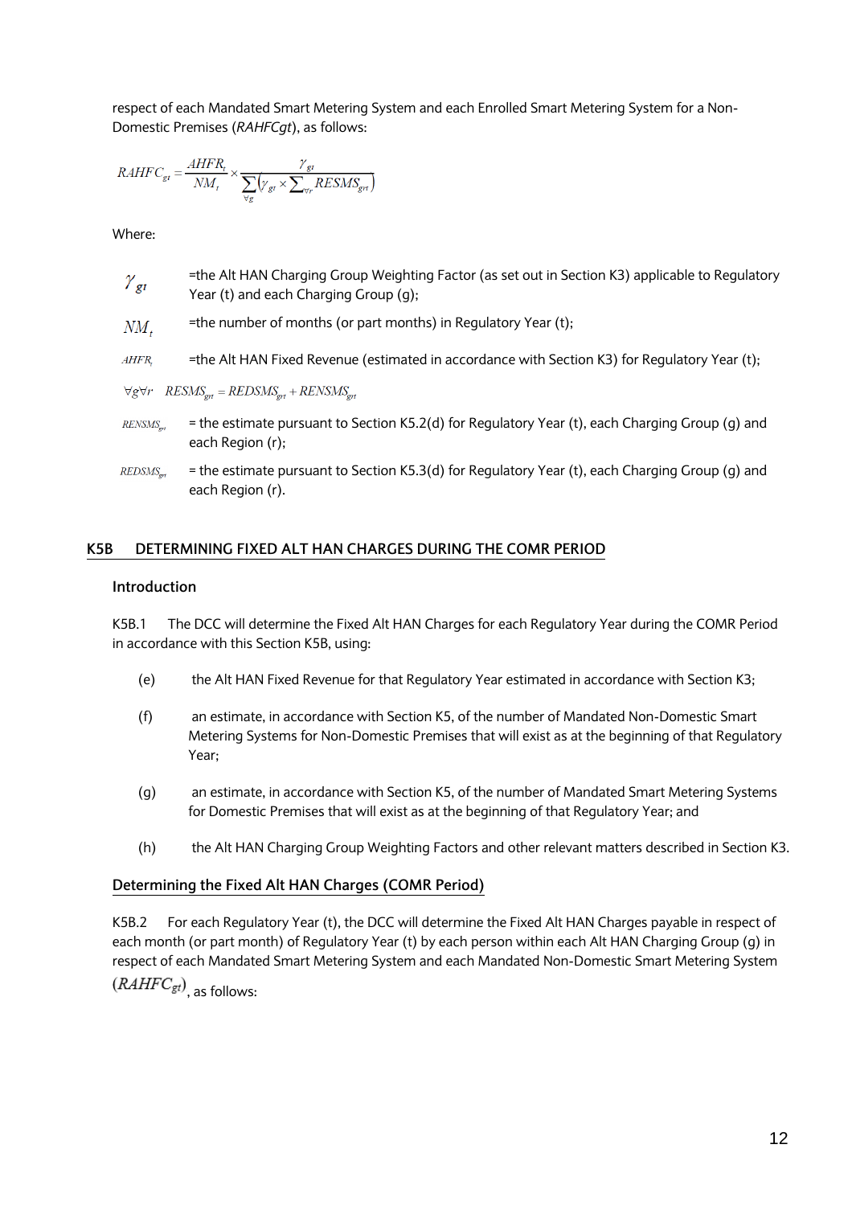respect of each Mandated Smart Metering System and each Enrolled Smart Metering System for a Non-Domestic Premises (*RAHFCgt*), as follows:

$$RAHFC_{gt} = \frac{AHFR_t}{NM_t} \times \frac{\gamma_{gt}}{\sum_{\forall g} \left( \gamma_{gt} \times \sum_{\forall r} RESMS_{grt} \right)}$$

Where:

$\gamma_{gt}$ =the Alt HAN Charging Group Weighting Factor (as set out in Section K3) applicable to Regulatory Year (t) and each Charging Group (g);

$NM_t$ =the number of months (or part months) in Regulatory Year (t);

$AHFR_t$ =the Alt HAN Fixed Revenue (estimated in accordance with Section K3) for Regulatory Year (t);

$\forall g \forall r \quad RESMS_{grt} = REDSMS_{grt} + RENSMS_{grt}$

$RENSMS_{grt}$ = the estimate pursuant to Section K5.2(d) for Regulatory Year (t), each Charging Group (g) and each Region (r);

$REDSMS_{grt}$ = the estimate pursuant to Section K5.3(d) for Regulatory Year (t), each Charging Group (g) and each Region (r).

## K5B DETERMINING FIXED ALT HAN CHARGES DURING THE COMR PERIOD

### Introduction

K5B.1 The DCC will determine the Fixed Alt HAN Charges for each Regulatory Year during the COMR Period in accordance with this Section K5B, using:

(e) the Alt HAN Fixed Revenue for that Regulatory Year estimated in accordance with Section K3;

(f) an estimate, in accordance with Section K5, of the number of Mandated Non-Domestic Smart Metering Systems for Non-Domestic Premises that will exist as at the beginning of that Regulatory Year;

(g) an estimate, in accordance with Section K5, of the number of Mandated Smart Metering Systems for Domestic Premises that will exist as at the beginning of that Regulatory Year; and

(h) the Alt HAN Charging Group Weighting Factors and other relevant matters described in Section K3.

### Determining the Fixed Alt HAN Charges (COMR Period)

K5B.2 For each Regulatory Year (t), the DCC will determine the Fixed Alt HAN Charges payable in respect of each month (or part month) of Regulatory Year (t) by each person within each Alt HAN Charging Group (g) in respect of each Mandated Smart Metering System and each Mandated Non-Domestic Smart Metering System ($RAHFC_{gt}$), as follows: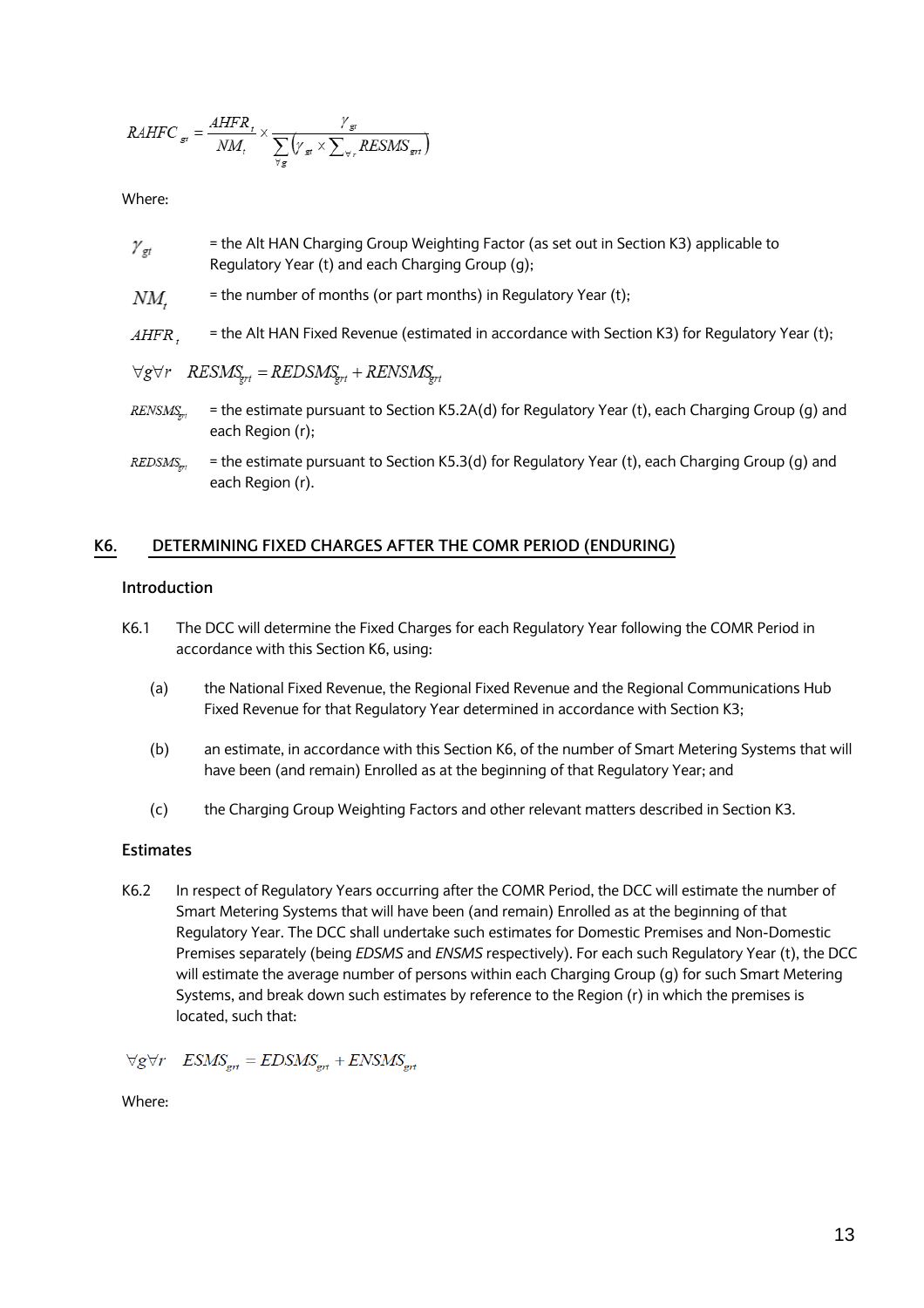$$RAHFC_{gt} = \frac{AHFR_t}{NM_t} \times \frac{\gamma_{gt}}{\sum_{\forall g} \left( \gamma_{gt} \times \sum_{\forall r} RESMS_{grt} \right)}$$

Where:

$\gamma_{gt}$ = the Alt HAN Charging Group Weighting Factor (as set out in Section K3) applicable to Regulatory Year (t) and each Charging Group (g);

$NM_t$ = the number of months (or part months) in Regulatory Year (t);

$AHFR_t$ = the Alt HAN Fixed Revenue (estimated in accordance with Section K3) for Regulatory Year (t);

$$\forall g \forall r \quad RESMS_{grt} = REDSMS_{grt} + RENSMS_{grt}$$

$RENSMS_{grt}$ = the estimate pursuant to Section K5.2A(d) for Regulatory Year (t), each Charging Group (g) and each Region (r);

$REDSMS_{grt}$ = the estimate pursuant to Section K5.3(d) for Regulatory Year (t), each Charging Group (g) and each Region (r).

## K6. DETERMINING FIXED CHARGES AFTER THE COMR PERIOD (ENDURING)

### Introduction

K6.1 The DCC will determine the Fixed Charges for each Regulatory Year following the COMR Period in accordance with this Section K6, using:

(a) the National Fixed Revenue, the Regional Fixed Revenue and the Regional Communications Hub Fixed Revenue for that Regulatory Year determined in accordance with Section K3;

(b) an estimate, in accordance with this Section K6, of the number of Smart Metering Systems that will have been (and remain) Enrolled as at the beginning of that Regulatory Year; and

(c) the Charging Group Weighting Factors and other relevant matters described in Section K3.

### Estimates

K6.2 In respect of Regulatory Years occurring after the COMR Period, the DCC will estimate the number of Smart Metering Systems that will have been (and remain) Enrolled as at the beginning of that Regulatory Year. The DCC shall undertake such estimates for Domestic Premises and Non-Domestic Premises separately (being *EDSMS* and *ENSMS* respectively). For each such Regulatory Year (t), the DCC will estimate the average number of persons within each Charging Group (g) for such Smart Metering Systems, and break down such estimates by reference to the Region (r) in which the premises is located, such that:

$$\forall g \forall r \quad ESMS_{grt} = EDSMS_{grt} + ENSMS_{grt}$$

Where: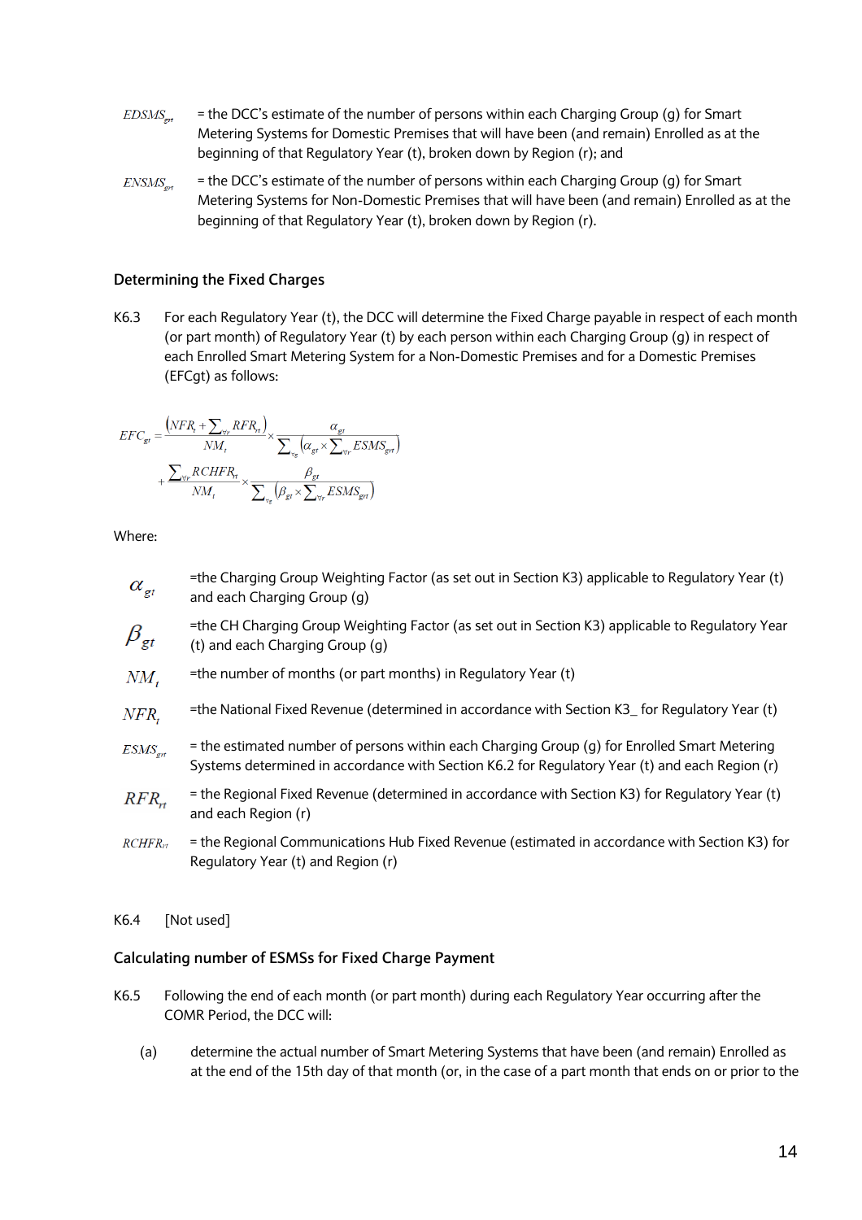$EDSMS_{grt}$ = the DCC's estimate of the number of persons within each Charging Group (g) for Smart Metering Systems for Domestic Premises that will have been (and remain) Enrolled as at the beginning of that Regulatory Year (t), broken down by Region (r); and

$ENSMS_{grt}$ = the DCC's estimate of the number of persons within each Charging Group (g) for Smart Metering Systems for Non-Domestic Premises that will have been (and remain) Enrolled as at the beginning of that Regulatory Year (t), broken down by Region (r).

### Determining the Fixed Charges

K6.3 For each Regulatory Year (t), the DCC will determine the Fixed Charge payable in respect of each month (or part month) of Regulatory Year (t) by each person within each Charging Group (g) in respect of each Enrolled Smart Metering System for a Non-Domestic Premises and for a Domestic Premises (EFCgt) as follows:

$$EFC_{gt} = \frac{\left(NFR_t + \sum_{\forall r} RFR_{rt}\right)}{NM_t} \times \frac{\alpha_{gt}}{\sum_{\forall g}\left(\alpha_{gt} \times \sum_{\forall r} ESMS_{grt}\right)} + \frac{\sum_{\forall r} RCHFR_{rt}}{NM_t} \times \frac{\beta_{gt}}{\sum_{\forall g}\left(\beta_{gt} \times \sum_{\forall r} ESMS_{grt}\right)}$$

Where:

$\alpha_{gt}$ =the Charging Group Weighting Factor (as set out in Section K3) applicable to Regulatory Year (t) and each Charging Group (g)

$\beta_{gt}$ =the CH Charging Group Weighting Factor (as set out in Section K3) applicable to Regulatory Year (t) and each Charging Group (g)

$NM_t$ =the number of months (or part months) in Regulatory Year (t)

$NFR_t$ =the National Fixed Revenue (determined in accordance with Section K3_ for Regulatory Year (t)

$ESMS_{grt}$ = the estimated number of persons within each Charging Group (g) for Enrolled Smart Metering Systems determined in accordance with Section K6.2 for Regulatory Year (t) and each Region (r)

$RFR_{rt}$ = the Regional Fixed Revenue (determined in accordance with Section K3) for Regulatory Year (t) and each Region (r)

$RCHFR_{rt}$ = the Regional Communications Hub Fixed Revenue (estimated in accordance with Section K3) for Regulatory Year (t) and Region (r)

K6.4 [Not used]

### Calculating number of ESMSs for Fixed Charge Payment

K6.5 Following the end of each month (or part month) during each Regulatory Year occurring after the COMR Period, the DCC will:

(a) determine the actual number of Smart Metering Systems that have been (and remain) Enrolled as at the end of the 15th day of that month (or, in the case of a part month that ends on or prior to the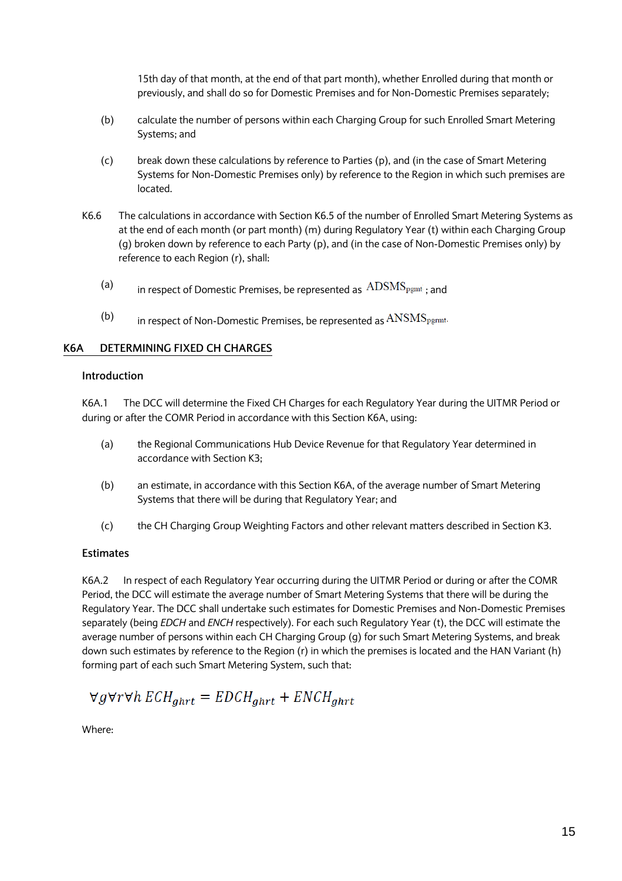15th day of that month, at the end of that part month), whether Enrolled during that month or previously, and shall do so for Domestic Premises and for Non-Domestic Premises separately;

(b) calculate the number of persons within each Charging Group for such Enrolled Smart Metering Systems; and

(c) break down these calculations by reference to Parties (p), and (in the case of Smart Metering Systems for Non-Domestic Premises only) by reference to the Region in which such premises are located.

K6.6 The calculations in accordance with Section K6.5 of the number of Enrolled Smart Metering Systems as at the end of each month (or part month) (m) during Regulatory Year (t) within each Charging Group (g) broken down by reference to each Party (p), and (in the case of Non-Domestic Premises only) by reference to each Region (r), shall:

(a) in respect of Domestic Premises, be represented as $ADSMS_{pgmt}$ ; and

(b) in respect of Non-Domestic Premises, be represented as $ANSMS_{pgrmt}$.

## K6A DETERMINING FIXED CH CHARGES

### Introduction

K6A.1 The DCC will determine the Fixed CH Charges for each Regulatory Year during the UITMR Period or during or after the COMR Period in accordance with this Section K6A, using:

(a) the Regional Communications Hub Device Revenue for that Regulatory Year determined in accordance with Section K3;

(b) an estimate, in accordance with this Section K6A, of the average number of Smart Metering Systems that there will be during that Regulatory Year; and

(c) the CH Charging Group Weighting Factors and other relevant matters described in Section K3.

### Estimates

K6A.2 In respect of each Regulatory Year occurring during the UITMR Period or during or after the COMR Period, the DCC will estimate the average number of Smart Metering Systems that there will be during the Regulatory Year. The DCC shall undertake such estimates for Domestic Premises and Non-Domestic Premises separately (being *EDCH* and *ENCH* respectively). For each such Regulatory Year (t), the DCC will estimate the average number of persons within each CH Charging Group (g) for such Smart Metering Systems, and break down such estimates by reference to the Region (r) in which the premises is located and the HAN Variant (h) forming part of each such Smart Metering System, such that:

$$\forall g \forall r \forall h \ ECH_{ghrt} = EDCH_{ghrt} + ENCH_{ghrt}$$

Where: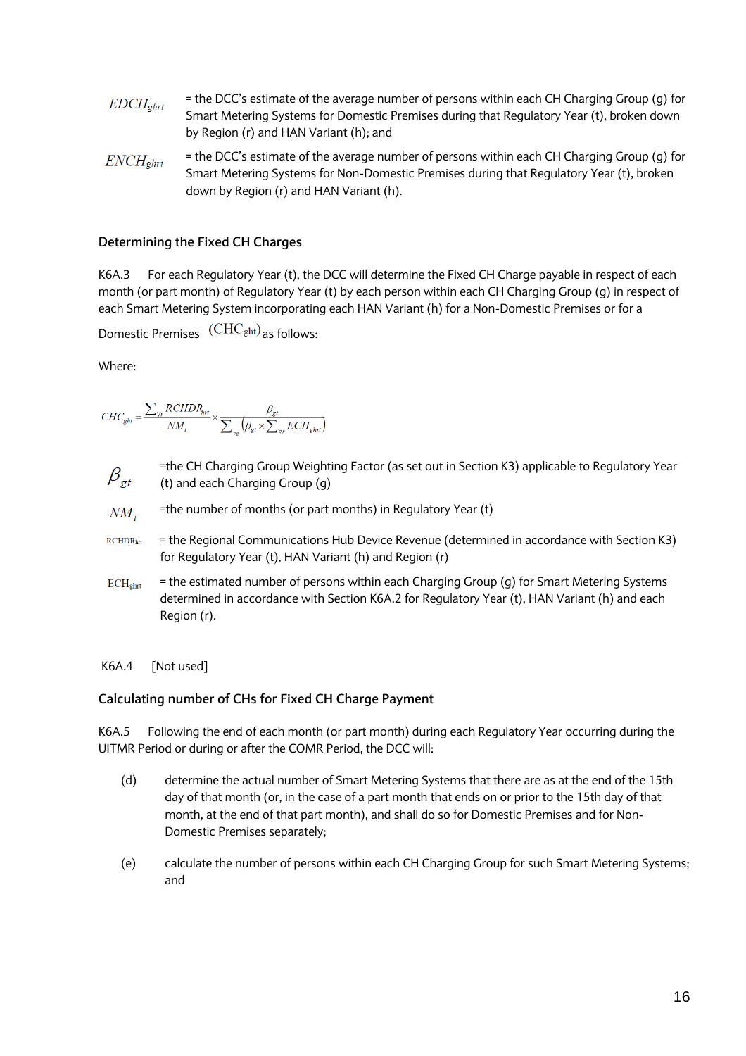$EDCH_{ghrt}$ = the DCC's estimate of the average number of persons within each CH Charging Group (g) for Smart Metering Systems for Domestic Premises during that Regulatory Year (t), broken down by Region (r) and HAN Variant (h); and

$ENCH_{ghrt}$ = the DCC's estimate of the average number of persons within each CH Charging Group (g) for Smart Metering Systems for Non-Domestic Premises during that Regulatory Year (t), broken down by Region (r) and HAN Variant (h).

### Determining the Fixed CH Charges

K6A.3 For each Regulatory Year (t), the DCC will determine the Fixed CH Charge payable in respect of each month (or part month) of Regulatory Year (t) by each person within each CH Charging Group (g) in respect of each Smart Metering System incorporating each HAN Variant (h) for a Non-Domestic Premises or for a Domestic Premises $(CHC_{ght})$ as follows:

Where:

$$CHC_{ght} = \frac{\sum_{\forall r} RCHDR_{hrt}}{NM_t} \times \frac{\beta_{gt}}{\sum_{\forall g} \left( \beta_{gt} \times \sum_{\forall r} ECH_{ghrt} \right)}$$

$\beta_{gt}$ =the CH Charging Group Weighting Factor (as set out in Section K3) applicable to Regulatory Year (t) and each Charging Group (g)

$NM_t$ =the number of months (or part months) in Regulatory Year (t)

$RCHDR_{hrt}$ = the Regional Communications Hub Device Revenue (determined in accordance with Section K3) for Regulatory Year (t), HAN Variant (h) and Region (r)

$ECH_{ghrt}$ = the estimated number of persons within each Charging Group (g) for Smart Metering Systems determined in accordance with Section K6A.2 for Regulatory Year (t), HAN Variant (h) and each Region (r).

K6A.4 [Not used]

### Calculating number of CHs for Fixed CH Charge Payment

K6A.5 Following the end of each month (or part month) during each Regulatory Year occurring during the UITMR Period or during or after the COMR Period, the DCC will:

(d) determine the actual number of Smart Metering Systems that there are as at the end of the 15th day of that month (or, in the case of a part month that ends on or prior to the 15th day of that month, at the end of that part month), and shall do so for Domestic Premises and for Non-Domestic Premises separately;

(e) calculate the number of persons within each CH Charging Group for such Smart Metering Systems; and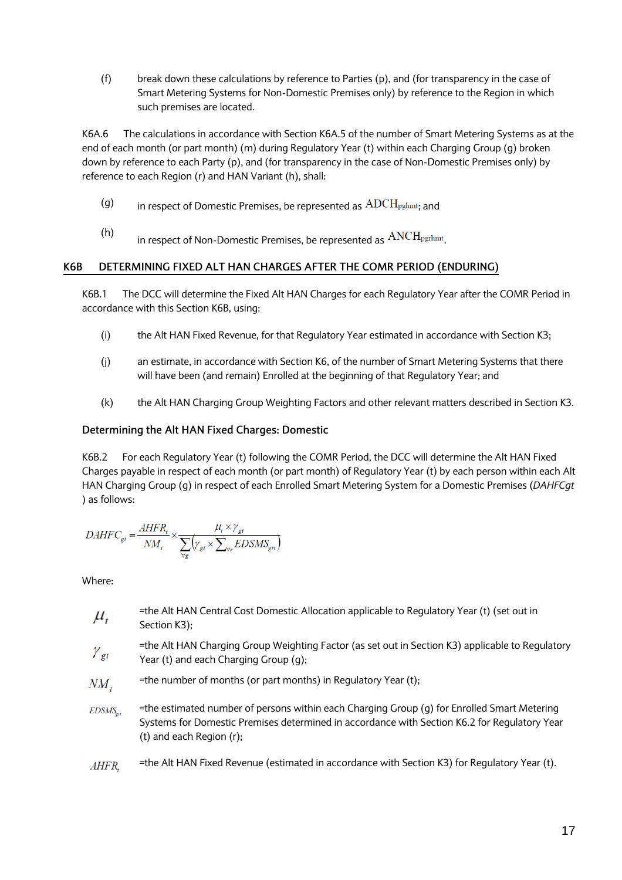(f) break down these calculations by reference to Parties (p), and (for transparency in the case of Smart Metering Systems for Non-Domestic Premises only) by reference to the Region in which such premises are located.

K6A.6 The calculations in accordance with Section K6A.5 of the number of Smart Metering Systems as at the end of each month (or part month) (m) during Regulatory Year (t) within each Charging Group (g) broken down by reference to each Party (p), and (for transparency in the case of Non-Domestic Premises only) by reference to each Region (r) and HAN Variant (h), shall:

(g) in respect of Domestic Premises, be represented as $ADCH_{pghmt}$; and

(h) in respect of Non-Domestic Premises, be represented as $ANCH_{pgrhmt}$.

## K6B DETERMINING FIXED ALT HAN CHARGES AFTER THE COMR PERIOD (ENDURING)

K6B.1 The DCC will determine the Fixed Alt HAN Charges for each Regulatory Year after the COMR Period in accordance with this Section K6B, using:

(i) the Alt HAN Fixed Revenue, for that Regulatory Year estimated in accordance with Section K3;

(j) an estimate, in accordance with Section K6, of the number of Smart Metering Systems that there will have been (and remain) Enrolled at the beginning of that Regulatory Year; and

(k) the Alt HAN Charging Group Weighting Factors and other relevant matters described in Section K3.

### Determining the Alt HAN Fixed Charges: Domestic

K6B.2 For each Regulatory Year (t) following the COMR Period, the DCC will determine the Alt HAN Fixed Charges payable in respect of each month (or part month) of Regulatory Year (t) by each person within each Alt HAN Charging Group (g) in respect of each Enrolled Smart Metering System for a Domestic Premises (*DAHFCgt* ) as follows:

$$DAHFC_{gt} = \frac{AHFR_t}{NM_t} \times \frac{\mu_t \times \gamma_{gt}}{\sum_{\forall g}\left(\gamma_{gt} \times \sum_{\forall r} EDSMS_{grt}\right)}$$

Where:

| | |
|---|---|
| $\mu_t$ | =the Alt HAN Central Cost Domestic Allocation applicable to Regulatory Year (t) (set out in Section K3); |
| $\gamma_{gt}$ | =the Alt HAN Charging Group Weighting Factor (as set out in Section K3) applicable to Regulatory Year (t) and each Charging Group (g); |
| $NM_t$ | =the number of months (or part months) in Regulatory Year (t); |
| $EDSMS_{grt}$ | =the estimated number of persons within each Charging Group (g) for Enrolled Smart Metering Systems for Domestic Premises determined in accordance with Section K6.2 for Regulatory Year (t) and each Region (r); |
| $AHFR_t$ | =the Alt HAN Fixed Revenue (estimated in accordance with Section K3) for Regulatory Year (t). |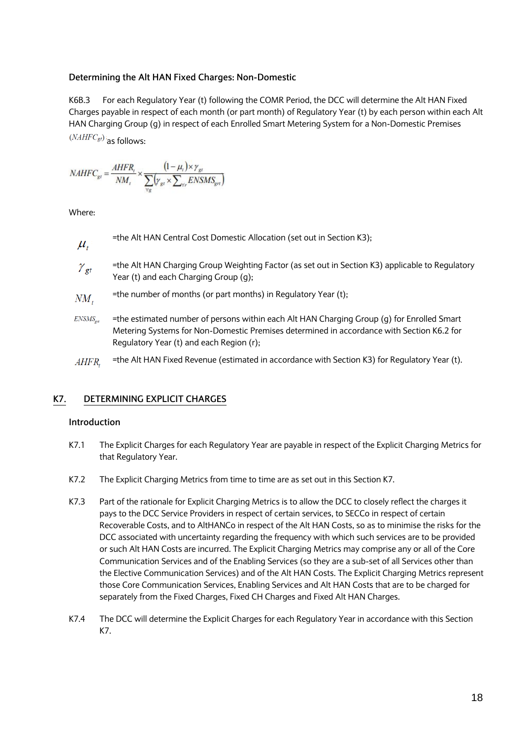### Determining the Alt HAN Fixed Charges: Non-Domestic

K6B.3 For each Regulatory Year (t) following the COMR Period, the DCC will determine the Alt HAN Fixed Charges payable in respect of each month (or part month) of Regulatory Year (t) by each person within each Alt HAN Charging Group (g) in respect of each Enrolled Smart Metering System for a Non-Domestic Premises $(NAHFC_{gt})$ as follows:

$$NAHFC_{gt} = \frac{AHFR_t}{NM_t} \times \frac{(1-\mu_t) \times \gamma_{gt}}{\sum_{\forall g}\left(\gamma_{gt} \times \sum_{\forall r} ENSMS_{grt}\right)}$$

Where:

$\mu_t$ =the Alt HAN Central Cost Domestic Allocation (set out in Section K3);

$\gamma_{gt}$ =the Alt HAN Charging Group Weighting Factor (as set out in Section K3) applicable to Regulatory Year (t) and each Charging Group (g);

$NM_t$ =the number of months (or part months) in Regulatory Year (t);

$ENSMS_{grt}$ =the estimated number of persons within each Alt HAN Charging Group (g) for Enrolled Smart Metering Systems for Non-Domestic Premises determined in accordance with Section K6.2 for Regulatory Year (t) and each Region (r);

$AHFR_t$ =the Alt HAN Fixed Revenue (estimated in accordance with Section K3) for Regulatory Year (t).

## K7. DETERMINING EXPLICIT CHARGES

### Introduction

K7.1 The Explicit Charges for each Regulatory Year are payable in respect of the Explicit Charging Metrics for that Regulatory Year.

K7.2 The Explicit Charging Metrics from time to time are as set out in this Section K7.

K7.3 Part of the rationale for Explicit Charging Metrics is to allow the DCC to closely reflect the charges it pays to the DCC Service Providers in respect of certain services, to SECCo in respect of certain Recoverable Costs, and to AltHANCo in respect of the Alt HAN Costs, so as to minimise the risks for the DCC associated with uncertainty regarding the frequency with which such services are to be provided or such Alt HAN Costs are incurred. The Explicit Charging Metrics may comprise any or all of the Core Communication Services and of the Enabling Services (so they are a sub-set of all Services other than the Elective Communication Services) and of the Alt HAN Costs. The Explicit Charging Metrics represent those Core Communication Services, Enabling Services and Alt HAN Costs that are to be charged for separately from the Fixed Charges, Fixed CH Charges and Fixed Alt HAN Charges.

K7.4 The DCC will determine the Explicit Charges for each Regulatory Year in accordance with this Section K7.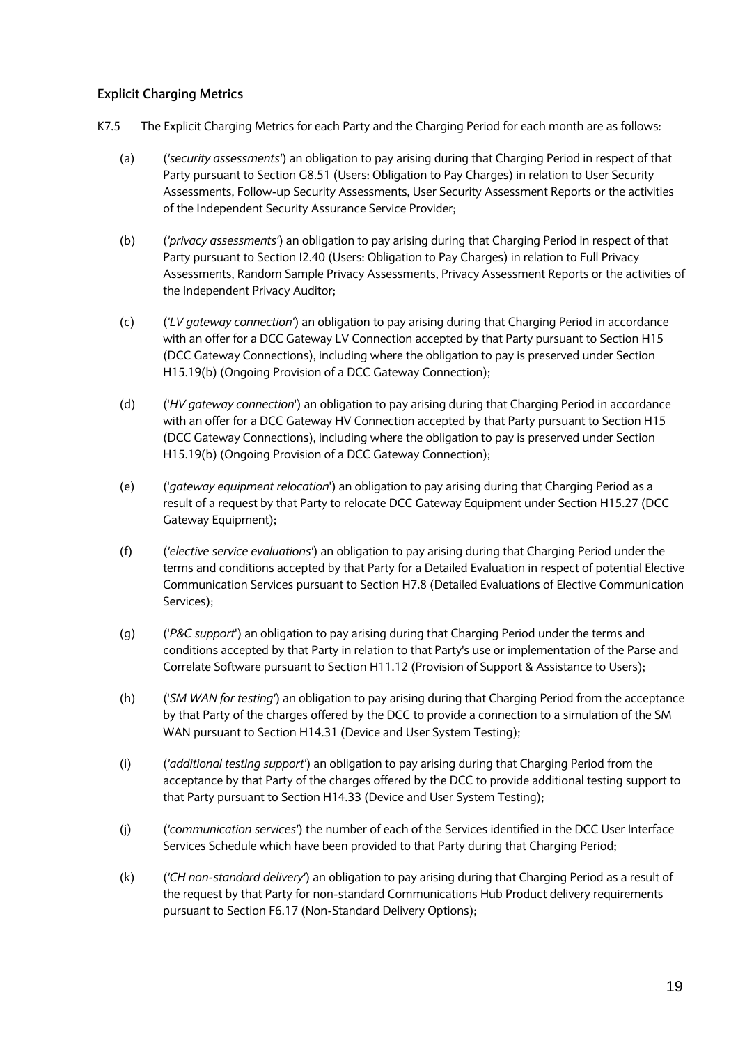### Explicit Charging Metrics

K7.5 The Explicit Charging Metrics for each Party and the Charging Period for each month are as follows:

(a) ('*security assessments*') an obligation to pay arising during that Charging Period in respect of that Party pursuant to Section G8.51 (Users: Obligation to Pay Charges) in relation to User Security Assessments, Follow-up Security Assessments, User Security Assessment Reports or the activities of the Independent Security Assurance Service Provider;

(b) ('*privacy assessments*') an obligation to pay arising during that Charging Period in respect of that Party pursuant to Section I2.40 (Users: Obligation to Pay Charges) in relation to Full Privacy Assessments, Random Sample Privacy Assessments, Privacy Assessment Reports or the activities of the Independent Privacy Auditor;

(c) ('*LV gateway connection*') an obligation to pay arising during that Charging Period in accordance with an offer for a DCC Gateway LV Connection accepted by that Party pursuant to Section H15 (DCC Gateway Connections), including where the obligation to pay is preserved under Section H15.19(b) (Ongoing Provision of a DCC Gateway Connection);

(d) ('*HV gateway connection*') an obligation to pay arising during that Charging Period in accordance with an offer for a DCC Gateway HV Connection accepted by that Party pursuant to Section H15 (DCC Gateway Connections), including where the obligation to pay is preserved under Section H15.19(b) (Ongoing Provision of a DCC Gateway Connection);

(e) ('*gateway equipment relocation*') an obligation to pay arising during that Charging Period as a result of a request by that Party to relocate DCC Gateway Equipment under Section H15.27 (DCC Gateway Equipment);

(f) ('*elective service evaluations*') an obligation to pay arising during that Charging Period under the terms and conditions accepted by that Party for a Detailed Evaluation in respect of potential Elective Communication Services pursuant to Section H7.8 (Detailed Evaluations of Elective Communication Services);

(g) ('*P&C support*') an obligation to pay arising during that Charging Period under the terms and conditions accepted by that Party in relation to that Party's use or implementation of the Parse and Correlate Software pursuant to Section H11.12 (Provision of Support & Assistance to Users);

(h) ('*SM WAN for testing*') an obligation to pay arising during that Charging Period from the acceptance by that Party of the charges offered by the DCC to provide a connection to a simulation of the SM WAN pursuant to Section H14.31 (Device and User System Testing);

(i) ('*additional testing support*') an obligation to pay arising during that Charging Period from the acceptance by that Party of the charges offered by the DCC to provide additional testing support to that Party pursuant to Section H14.33 (Device and User System Testing);

(j) ('*communication services*') the number of each of the Services identified in the DCC User Interface Services Schedule which have been provided to that Party during that Charging Period;

(k) ('*CH non-standard delivery*') an obligation to pay arising during that Charging Period as a result of the request by that Party for non-standard Communications Hub Product delivery requirements pursuant to Section F6.17 (Non-Standard Delivery Options);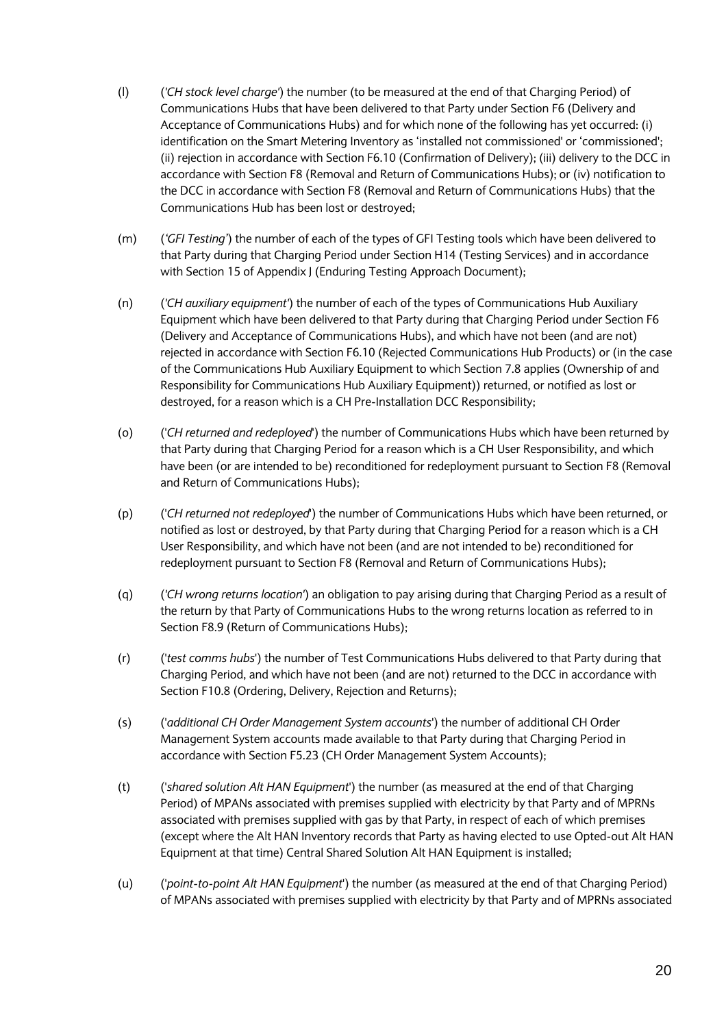(l) (*'CH stock level charge'*) the number (to be measured at the end of that Charging Period) of Communications Hubs that have been delivered to that Party under Section F6 (Delivery and Acceptance of Communications Hubs) and for which none of the following has yet occurred: (i) identification on the Smart Metering Inventory as 'installed not commissioned' or 'commissioned'; (ii) rejection in accordance with Section F6.10 (Confirmation of Delivery); (iii) delivery to the DCC in accordance with Section F8 (Removal and Return of Communications Hubs); or (iv) notification to the DCC in accordance with Section F8 (Removal and Return of Communications Hubs) that the Communications Hub has been lost or destroyed;

(m) (*'GFI Testing'*) the number of each of the types of GFI Testing tools which have been delivered to that Party during that Charging Period under Section H14 (Testing Services) and in accordance with Section 15 of Appendix J (Enduring Testing Approach Document);

(n) (*'CH auxiliary equipment'*) the number of each of the types of Communications Hub Auxiliary Equipment which have been delivered to that Party during that Charging Period under Section F6 (Delivery and Acceptance of Communications Hubs), and which have not been (and are not) rejected in accordance with Section F6.10 (Rejected Communications Hub Products) or (in the case of the Communications Hub Auxiliary Equipment to which Section 7.8 applies (Ownership of and Responsibility for Communications Hub Auxiliary Equipment)) returned, or notified as lost or destroyed, for a reason which is a CH Pre-Installation DCC Responsibility;

(o) (*'CH returned and redeployed'*) the number of Communications Hubs which have been returned by that Party during that Charging Period for a reason which is a CH User Responsibility, and which have been (or are intended to be) reconditioned for redeployment pursuant to Section F8 (Removal and Return of Communications Hubs);

(p) (*'CH returned not redeployed'*) the number of Communications Hubs which have been returned, or notified as lost or destroyed, by that Party during that Charging Period for a reason which is a CH User Responsibility, and which have not been (and are not intended to be) reconditioned for redeployment pursuant to Section F8 (Removal and Return of Communications Hubs);

(q) (*'CH wrong returns location'*) an obligation to pay arising during that Charging Period as a result of the return by that Party of Communications Hubs to the wrong returns location as referred to in Section F8.9 (Return of Communications Hubs);

(r) (*'test comms hubs'*) the number of Test Communications Hubs delivered to that Party during that Charging Period, and which have not been (and are not) returned to the DCC in accordance with Section F10.8 (Ordering, Delivery, Rejection and Returns);

(s) (*'additional CH Order Management System accounts'*) the number of additional CH Order Management System accounts made available to that Party during that Charging Period in accordance with Section F5.23 (CH Order Management System Accounts);

(t) (*'shared solution Alt HAN Equipment'*) the number (as measured at the end of that Charging Period) of MPANs associated with premises supplied with electricity by that Party and of MPRNs associated with premises supplied with gas by that Party, in respect of each of which premises (except where the Alt HAN Inventory records that Party as having elected to use Opted-out Alt HAN Equipment at that time) Central Shared Solution Alt HAN Equipment is installed;

(u) (*'point-to-point Alt HAN Equipment'*) the number (as measured at the end of that Charging Period) of MPANs associated with premises supplied with electricity by that Party and of MPRNs associated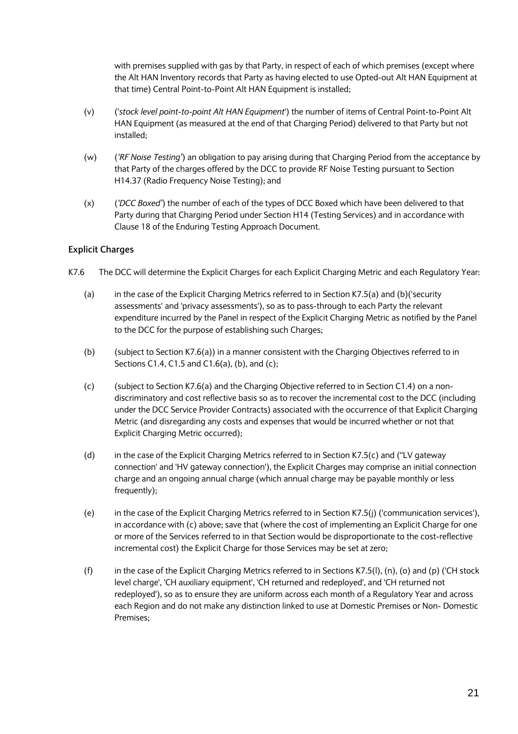with premises supplied with gas by that Party, in respect of each of which premises (except where the Alt HAN Inventory records that Party as having elected to use Opted-out Alt HAN Equipment at that time) Central Point-to-Point Alt HAN Equipment is installed;

(v) ('*stock level point-to-point Alt HAN Equipment*') the number of items of Central Point-to-Point Alt HAN Equipment (as measured at the end of that Charging Period) delivered to that Party but not installed;

(w) (*'RF Noise Testing'*) an obligation to pay arising during that Charging Period from the acceptance by that Party of the charges offered by the DCC to provide RF Noise Testing pursuant to Section H14.37 (Radio Frequency Noise Testing); and

(x) (*'DCC Boxed'*) the number of each of the types of DCC Boxed which have been delivered to that Party during that Charging Period under Section H14 (Testing Services) and in accordance with Clause 18 of the Enduring Testing Approach Document.

### Explicit Charges

K7.6 The DCC will determine the Explicit Charges for each Explicit Charging Metric and each Regulatory Year:

(a) in the case of the Explicit Charging Metrics referred to in Section K7.5(a) and (b)('security assessments' and 'privacy assessments'), so as to pass-through to each Party the relevant expenditure incurred by the Panel in respect of the Explicit Charging Metric as notified by the Panel to the DCC for the purpose of establishing such Charges;

(b) (subject to Section K7.6(a)) in a manner consistent with the Charging Objectives referred to in Sections C1.4, C1.5 and C1.6(a), (b), and (c);

(c) (subject to Section K7.6(a) and the Charging Objective referred to in Section C1.4) on a non-discriminatory and cost reflective basis so as to recover the incremental cost to the DCC (including under the DCC Service Provider Contracts) associated with the occurrence of that Explicit Charging Metric (and disregarding any costs and expenses that would be incurred whether or not that Explicit Charging Metric occurred);

(d) in the case of the Explicit Charging Metrics referred to in Section K7.5(c) and (''LV gateway connection' and 'HV gateway connection'), the Explicit Charges may comprise an initial connection charge and an ongoing annual charge (which annual charge may be payable monthly or less frequently);

(e) in the case of the Explicit Charging Metrics referred to in Section K7.5(j) ('communication services'), in accordance with (c) above; save that (where the cost of implementing an Explicit Charge for one or more of the Services referred to in that Section would be disproportionate to the cost-reflective incremental cost) the Explicit Charge for those Services may be set at zero;

(f) in the case of the Explicit Charging Metrics referred to in Sections K7.5(l), (n), (o) and (p) ('CH stock level charge', 'CH auxiliary equipment', 'CH returned and redeployed', and 'CH returned not redeployed'), so as to ensure they are uniform across each month of a Regulatory Year and across each Region and do not make any distinction linked to use at Domestic Premises or Non- Domestic Premises;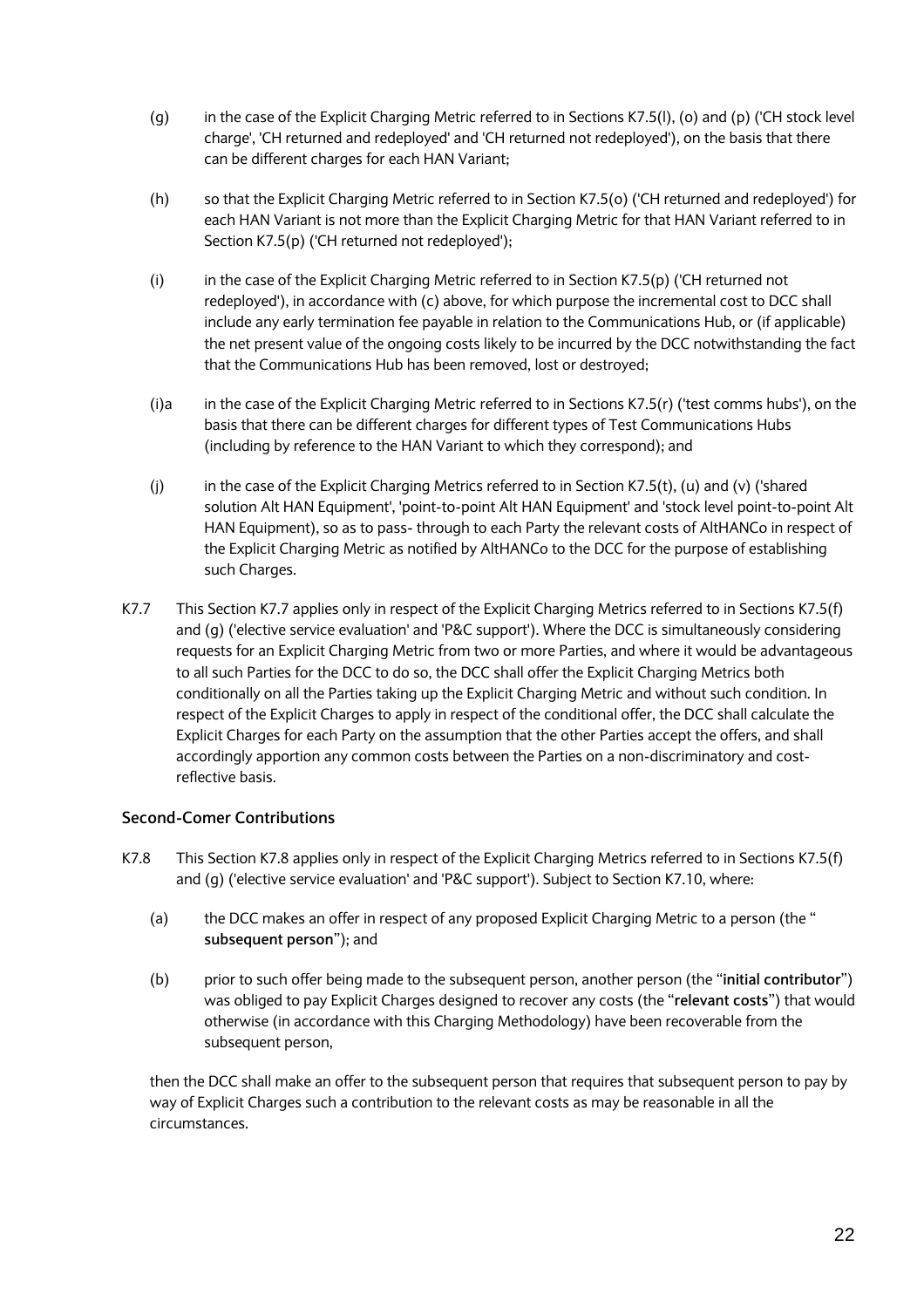(g) in the case of the Explicit Charging Metric referred to in Sections K7.5(l), (o) and (p) ('CH stock level charge', 'CH returned and redeployed' and 'CH returned not redeployed'), on the basis that there can be different charges for each HAN Variant;

(h) so that the Explicit Charging Metric referred to in Section K7.5(o) ('CH returned and redeployed') for each HAN Variant is not more than the Explicit Charging Metric for that HAN Variant referred to in Section K7.5(p) ('CH returned not redeployed');

(i) in the case of the Explicit Charging Metric referred to in Section K7.5(p) ('CH returned not redeployed'), in accordance with (c) above, for which purpose the incremental cost to DCC shall include any early termination fee payable in relation to the Communications Hub, or (if applicable) the net present value of the ongoing costs likely to be incurred by the DCC notwithstanding the fact that the Communications Hub has been removed, lost or destroyed;

(i)a in the case of the Explicit Charging Metric referred to in Sections K7.5(r) ('test comms hubs'), on the basis that there can be different charges for different types of Test Communications Hubs (including by reference to the HAN Variant to which they correspond); and

(j) in the case of the Explicit Charging Metrics referred to in Section K7.5(t), (u) and (v) ('shared solution Alt HAN Equipment', 'point-to-point Alt HAN Equipment' and 'stock level point-to-point Alt HAN Equipment), so as to pass- through to each Party the relevant costs of AltHANCo in respect of the Explicit Charging Metric as notified by AltHANCo to the DCC for the purpose of establishing such Charges.

K7.7 This Section K7.7 applies only in respect of the Explicit Charging Metrics referred to in Sections K7.5(f) and (g) ('elective service evaluation' and 'P&C support'). Where the DCC is simultaneously considering requests for an Explicit Charging Metric from two or more Parties, and where it would be advantageous to all such Parties for the DCC to do so, the DCC shall offer the Explicit Charging Metrics both conditionally on all the Parties taking up the Explicit Charging Metric and without such condition. In respect of the Explicit Charges to apply in respect of the conditional offer, the DCC shall calculate the Explicit Charges for each Party on the assumption that the other Parties accept the offers, and shall accordingly apportion any common costs between the Parties on a non-discriminatory and cost-reflective basis.

### Second-Comer Contributions

K7.8 This Section K7.8 applies only in respect of the Explicit Charging Metrics referred to in Sections K7.5(f) and (g) ('elective service evaluation' and 'P&C support'). Subject to Section K7.10, where:

(a) the DCC makes an offer in respect of any proposed Explicit Charging Metric to a person (the "**subsequent person**"); and

(b) prior to such offer being made to the subsequent person, another person (the "**initial contributor**") was obliged to pay Explicit Charges designed to recover any costs (the "**relevant costs**") that would otherwise (in accordance with this Charging Methodology) have been recoverable from the subsequent person,

then the DCC shall make an offer to the subsequent person that requires that subsequent person to pay by way of Explicit Charges such a contribution to the relevant costs as may be reasonable in all the circumstances.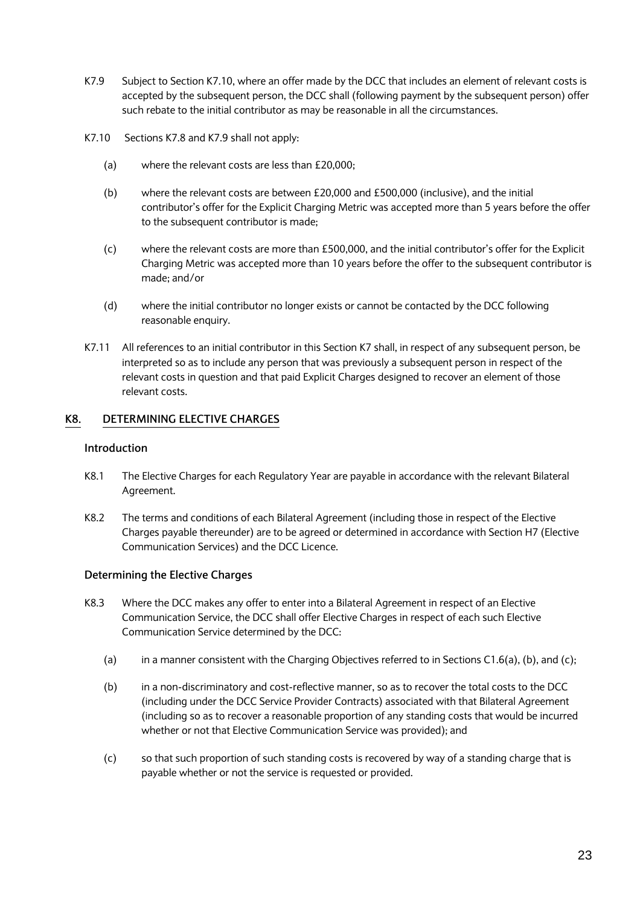K7.9 Subject to Section K7.10, where an offer made by the DCC that includes an element of relevant costs is accepted by the subsequent person, the DCC shall (following payment by the subsequent person) offer such rebate to the initial contributor as may be reasonable in all the circumstances.

K7.10 Sections K7.8 and K7.9 shall not apply:

(a) where the relevant costs are less than £20,000;

(b) where the relevant costs are between £20,000 and £500,000 (inclusive), and the initial contributor's offer for the Explicit Charging Metric was accepted more than 5 years before the offer to the subsequent contributor is made;

(c) where the relevant costs are more than £500,000, and the initial contributor's offer for the Explicit Charging Metric was accepted more than 10 years before the offer to the subsequent contributor is made; and/or

(d) where the initial contributor no longer exists or cannot be contacted by the DCC following reasonable enquiry.

K7.11 All references to an initial contributor in this Section K7 shall, in respect of any subsequent person, be interpreted so as to include any person that was previously a subsequent person in respect of the relevant costs in question and that paid Explicit Charges designed to recover an element of those relevant costs.

## K8. DETERMINING ELECTIVE CHARGES

### Introduction

K8.1 The Elective Charges for each Regulatory Year are payable in accordance with the relevant Bilateral Agreement.

K8.2 The terms and conditions of each Bilateral Agreement (including those in respect of the Elective Charges payable thereunder) are to be agreed or determined in accordance with Section H7 (Elective Communication Services) and the DCC Licence.

### Determining the Elective Charges

K8.3 Where the DCC makes any offer to enter into a Bilateral Agreement in respect of an Elective Communication Service, the DCC shall offer Elective Charges in respect of each such Elective Communication Service determined by the DCC:

(a) in a manner consistent with the Charging Objectives referred to in Sections C1.6(a), (b), and (c);

(b) in a non-discriminatory and cost-reflective manner, so as to recover the total costs to the DCC (including under the DCC Service Provider Contracts) associated with that Bilateral Agreement (including so as to recover a reasonable proportion of any standing costs that would be incurred whether or not that Elective Communication Service was provided); and

(c) so that such proportion of such standing costs is recovered by way of a standing charge that is payable whether or not the service is requested or provided.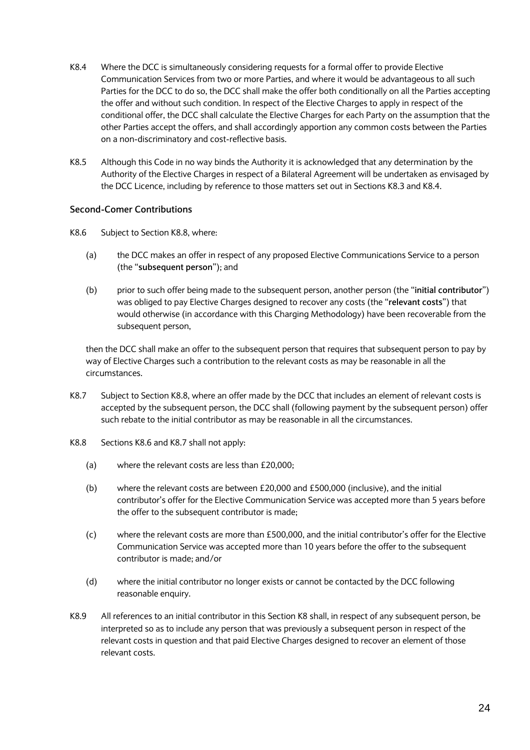K8.4 Where the DCC is simultaneously considering requests for a formal offer to provide Elective Communication Services from two or more Parties, and where it would be advantageous to all such Parties for the DCC to do so, the DCC shall make the offer both conditionally on all the Parties accepting the offer and without such condition. In respect of the Elective Charges to apply in respect of the conditional offer, the DCC shall calculate the Elective Charges for each Party on the assumption that the other Parties accept the offers, and shall accordingly apportion any common costs between the Parties on a non-discriminatory and cost-reflective basis.

K8.5 Although this Code in no way binds the Authority it is acknowledged that any determination by the Authority of the Elective Charges in respect of a Bilateral Agreement will be undertaken as envisaged by the DCC Licence, including by reference to those matters set out in Sections K8.3 and K8.4.

### Second-Comer Contributions

K8.6 Subject to Section K8.8, where:

(a) the DCC makes an offer in respect of any proposed Elective Communications Service to a person (the "**subsequent person**"); and

(b) prior to such offer being made to the subsequent person, another person (the "**initial contributor**") was obliged to pay Elective Charges designed to recover any costs (the "**relevant costs**") that would otherwise (in accordance with this Charging Methodology) have been recoverable from the subsequent person,

then the DCC shall make an offer to the subsequent person that requires that subsequent person to pay by way of Elective Charges such a contribution to the relevant costs as may be reasonable in all the circumstances.

K8.7 Subject to Section K8.8, where an offer made by the DCC that includes an element of relevant costs is accepted by the subsequent person, the DCC shall (following payment by the subsequent person) offer such rebate to the initial contributor as may be reasonable in all the circumstances.

K8.8 Sections K8.6 and K8.7 shall not apply:

(a) where the relevant costs are less than £20,000;

(b) where the relevant costs are between £20,000 and £500,000 (inclusive), and the initial contributor's offer for the Elective Communication Service was accepted more than 5 years before the offer to the subsequent contributor is made;

(c) where the relevant costs are more than £500,000, and the initial contributor's offer for the Elective Communication Service was accepted more than 10 years before the offer to the subsequent contributor is made; and/or

(d) where the initial contributor no longer exists or cannot be contacted by the DCC following reasonable enquiry.

K8.9 All references to an initial contributor in this Section K8 shall, in respect of any subsequent person, be interpreted so as to include any person that was previously a subsequent person in respect of the relevant costs in question and that paid Elective Charges designed to recover an element of those relevant costs.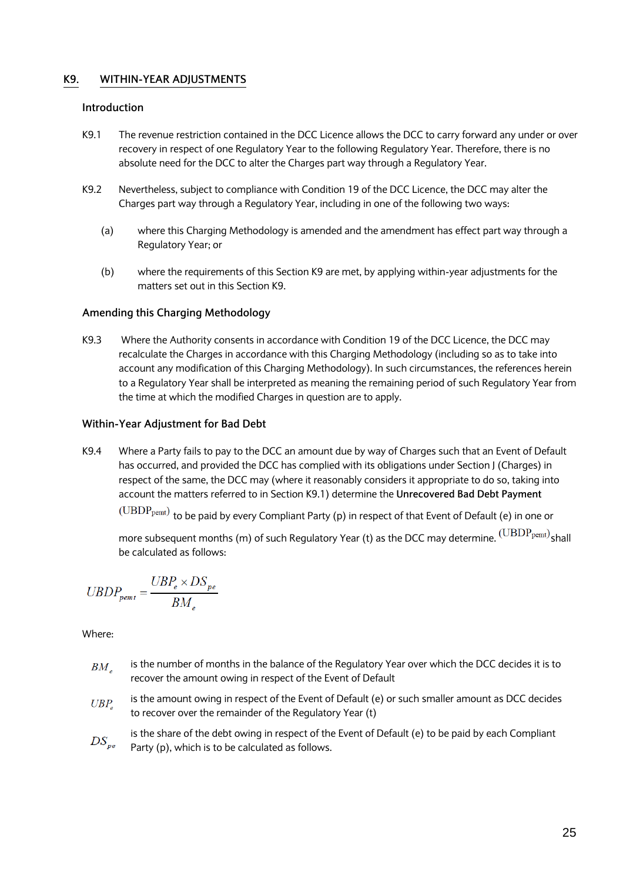## K9. WITHIN-YEAR ADJUSTMENTS

### Introduction

K9.1 The revenue restriction contained in the DCC Licence allows the DCC to carry forward any under or over recovery in respect of one Regulatory Year to the following Regulatory Year. Therefore, there is no absolute need for the DCC to alter the Charges part way through a Regulatory Year.

K9.2 Nevertheless, subject to compliance with Condition 19 of the DCC Licence, the DCC may alter the Charges part way through a Regulatory Year, including in one of the following two ways:

(a) where this Charging Methodology is amended and the amendment has effect part way through a Regulatory Year; or

(b) where the requirements of this Section K9 are met, by applying within-year adjustments for the matters set out in this Section K9.

### Amending this Charging Methodology

K9.3 Where the Authority consents in accordance with Condition 19 of the DCC Licence, the DCC may recalculate the Charges in accordance with this Charging Methodology (including so as to take into account any modification of this Charging Methodology). In such circumstances, the references herein to a Regulatory Year shall be interpreted as meaning the remaining period of such Regulatory Year from the time at which the modified Charges in question are to apply.

### Within-Year Adjustment for Bad Debt

K9.4 Where a Party fails to pay to the DCC an amount due by way of Charges such that an Event of Default has occurred, and provided the DCC has complied with its obligations under Section J (Charges) in respect of the same, the DCC may (where it reasonably considers it appropriate to do so, taking into account the matters referred to in Section K9.1) determine the **Unrecovered Bad Debt Payment** ($UBDP_{pemt}$) to be paid by every Compliant Party (p) in respect of that Event of Default (e) in one or more subsequent months (m) of such Regulatory Year (t) as the DCC may determine. ($UBDP_{pemt}$) shall be calculated as follows:

$$UBDP_{pemt} = \frac{UBP_e \times DS_{pe}}{BM_e}$$

Where:

$BM_e$ is the number of months in the balance of the Regulatory Year over which the DCC decides it is to recover the amount owing in respect of the Event of Default

$UBP_e$ is the amount owing in respect of the Event of Default (e) or such smaller amount as DCC decides to recover over the remainder of the Regulatory Year (t)

$DS_{pe}$ is the share of the debt owing in respect of the Event of Default (e) to be paid by each Compliant Party (p), which is to be calculated as follows.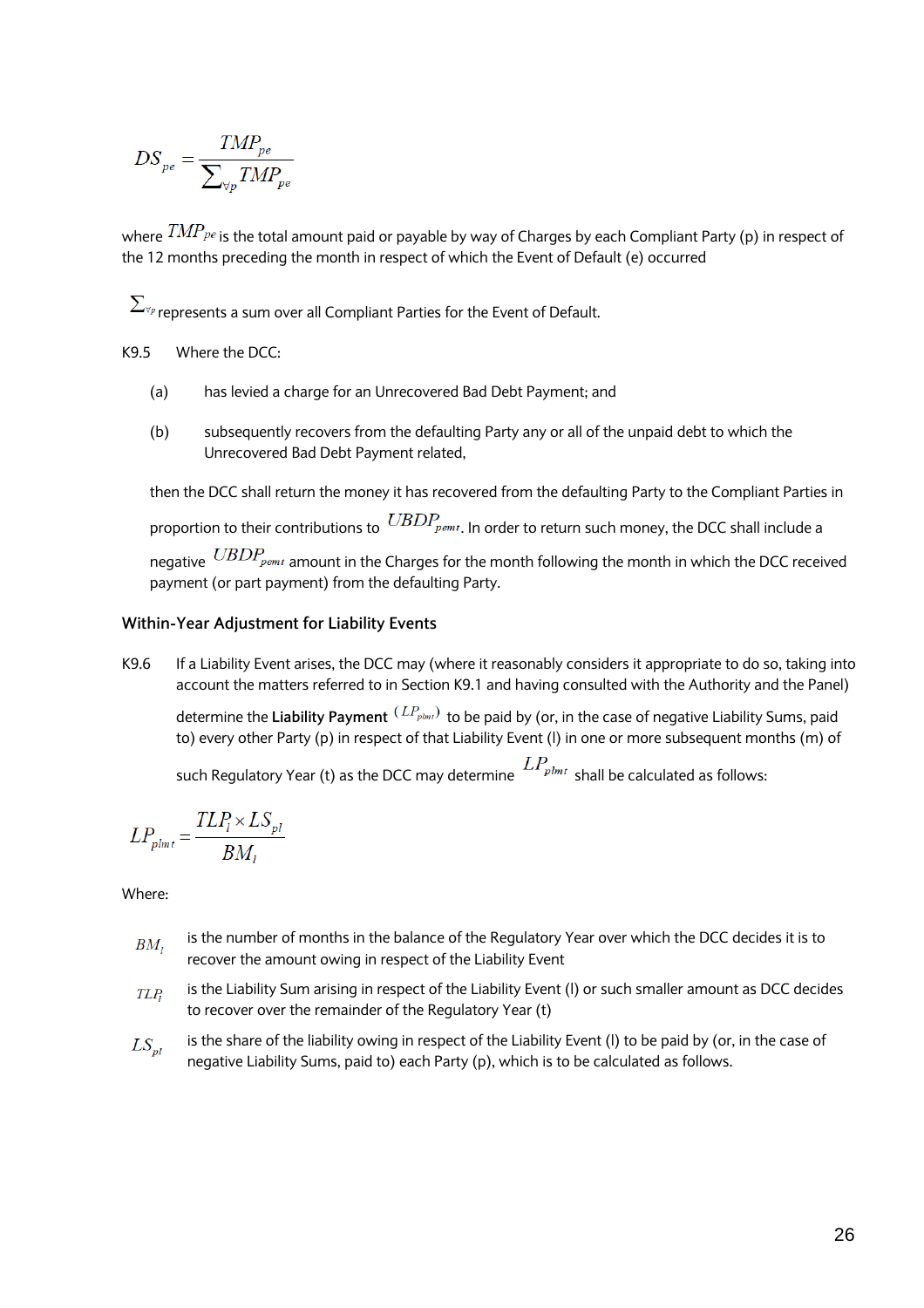$$DS_{pe} = \frac{TMP_{pe}}{\sum_{\forall p} TMP_{pe}}$$

where $TMP_{pe}$ is the total amount paid or payable by way of Charges by each Compliant Party (p) in respect of the 12 months preceding the month in respect of which the Event of Default (e) occurred

$\sum_{\forall p}$ represents a sum over all Compliant Parties for the Event of Default.

K9.5 Where the DCC:

(a) has levied a charge for an Unrecovered Bad Debt Payment; and

(b) subsequently recovers from the defaulting Party any or all of the unpaid debt to which the Unrecovered Bad Debt Payment related,

then the DCC shall return the money it has recovered from the defaulting Party to the Compliant Parties in proportion to their contributions to $UBDP_{pemt}$. In order to return such money, the DCC shall include a negative $UBDP_{pemt}$ amount in the Charges for the month following the month in which the DCC received payment (or part payment) from the defaulting Party.

### Within-Year Adjustment for Liability Events

K9.6 If a Liability Event arises, the DCC may (where it reasonably considers it appropriate to do so, taking into account the matters referred to in Section K9.1 and having consulted with the Authority and the Panel) determine the **Liability Payment** $(LP_{plmt})$ to be paid by (or, in the case of negative Liability Sums, paid to) every other Party (p) in respect of that Liability Event (l) in one or more subsequent months (m) of such Regulatory Year (t) as the DCC may determine $LP_{plmt}$ shall be calculated as follows:

$$LP_{plmt} = \frac{TLP_l \times LS_{pl}}{BM_l}$$

Where:

$BM_l$ is the number of months in the balance of the Regulatory Year over which the DCC decides it is to recover the amount owing in respect of the Liability Event

$TLP_l$ is the Liability Sum arising in respect of the Liability Event (l) or such smaller amount as DCC decides to recover over the remainder of the Regulatory Year (t)

$LS_{pl}$ is the share of the liability owing in respect of the Liability Event (l) to be paid by (or, in the case of negative Liability Sums, paid to) each Party (p), which is to be calculated as follows.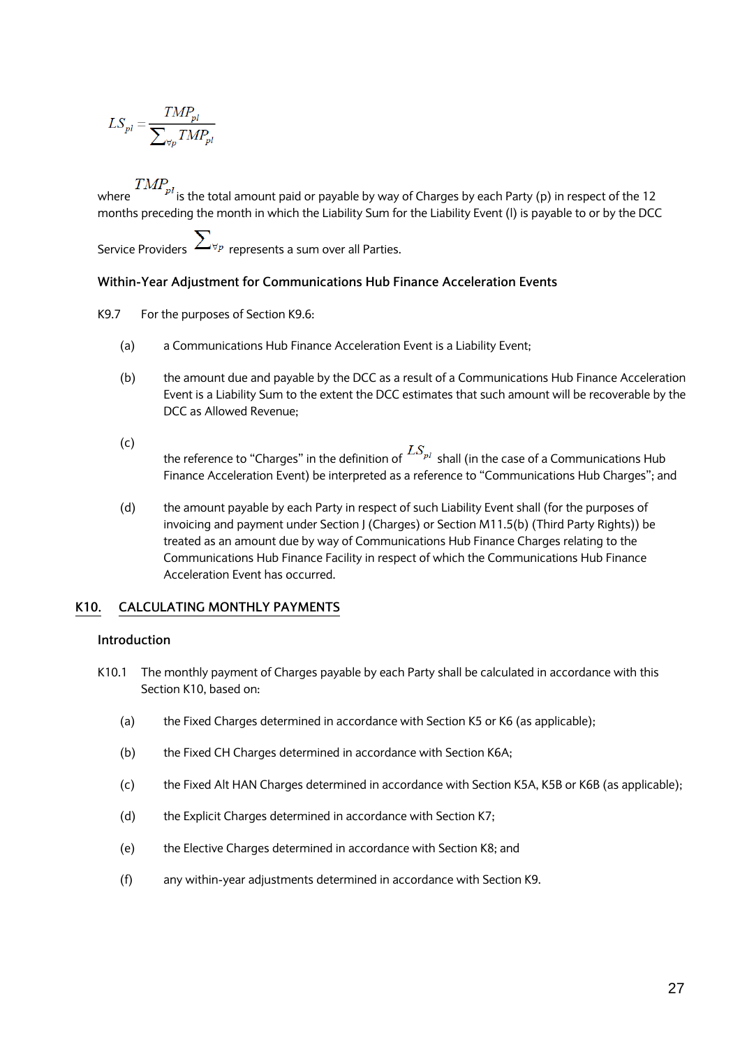$$LS_{pl} = \frac{TMP_{pl}}{\sum_{\forall p} TMP_{pl}}$$

where $TMP_{pl}$ is the total amount paid or payable by way of Charges by each Party (p) in respect of the 12 months preceding the month in which the Liability Sum for the Liability Event (l) is payable to or by the DCC Service Providers $\sum_{\forall p}$ represents a sum over all Parties.

### Within-Year Adjustment for Communications Hub Finance Acceleration Events

K9.7 For the purposes of Section K9.6:

(a) a Communications Hub Finance Acceleration Event is a Liability Event;

(b) the amount due and payable by the DCC as a result of a Communications Hub Finance Acceleration Event is a Liability Sum to the extent the DCC estimates that such amount will be recoverable by the DCC as Allowed Revenue;

(c) the reference to "Charges" in the definition of $LS_{pl}$ shall (in the case of a Communications Hub Finance Acceleration Event) be interpreted as a reference to "Communications Hub Charges"; and

(d) the amount payable by each Party in respect of such Liability Event shall (for the purposes of invoicing and payment under Section J (Charges) or Section M11.5(b) (Third Party Rights)) be treated as an amount due by way of Communications Hub Finance Charges relating to the Communications Hub Finance Facility in respect of which the Communications Hub Finance Acceleration Event has occurred.

## K10. CALCULATING MONTHLY PAYMENTS

### Introduction

K10.1 The monthly payment of Charges payable by each Party shall be calculated in accordance with this Section K10, based on:

(a) the Fixed Charges determined in accordance with Section K5 or K6 (as applicable);

(b) the Fixed CH Charges determined in accordance with Section K6A;

(c) the Fixed Alt HAN Charges determined in accordance with Section K5A, K5B or K6B (as applicable);

(d) the Explicit Charges determined in accordance with Section K7;

(e) the Elective Charges determined in accordance with Section K8; and

(f) any within-year adjustments determined in accordance with Section K9.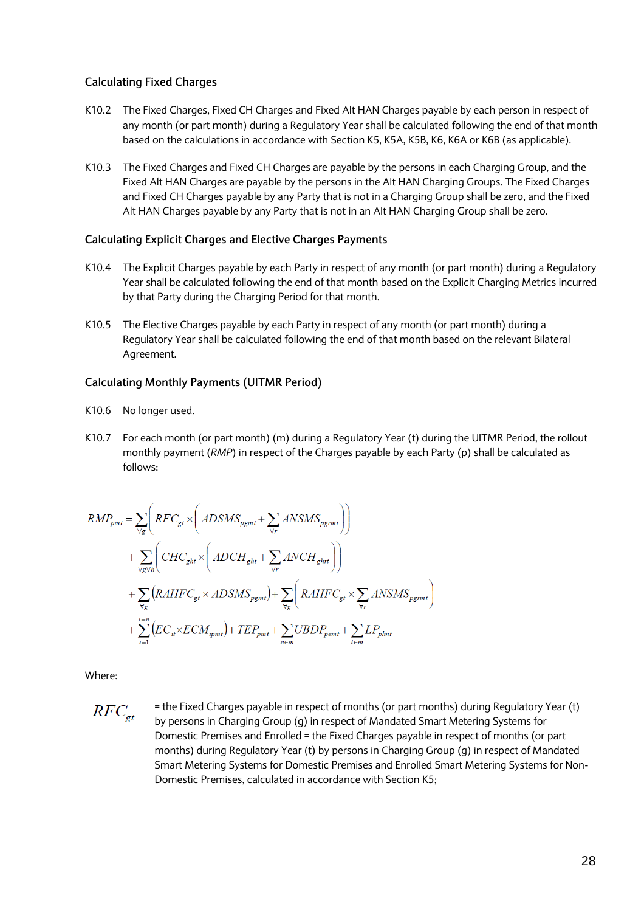### Calculating Fixed Charges

K10.2 The Fixed Charges, Fixed CH Charges and Fixed Alt HAN Charges payable by each person in respect of any month (or part month) during a Regulatory Year shall be calculated following the end of that month based on the calculations in accordance with Section K5, K5A, K5B, K6, K6A or K6B (as applicable).

K10.3 The Fixed Charges and Fixed CH Charges are payable by the persons in each Charging Group, and the Fixed Alt HAN Charges are payable by the persons in the Alt HAN Charging Groups. The Fixed Charges and Fixed CH Charges payable by any Party that is not in a Charging Group shall be zero, and the Fixed Alt HAN Charges payable by any Party that is not in an Alt HAN Charging Group shall be zero.

### Calculating Explicit Charges and Elective Charges Payments

K10.4 The Explicit Charges payable by each Party in respect of any month (or part month) during a Regulatory Year shall be calculated following the end of that month based on the Explicit Charging Metrics incurred by that Party during the Charging Period for that month.

K10.5 The Elective Charges payable by each Party in respect of any month (or part month) during a Regulatory Year shall be calculated following the end of that month based on the relevant Bilateral Agreement.

### Calculating Monthly Payments (UITMR Period)

K10.6 No longer used.

K10.7 For each month (or part month) (m) during a Regulatory Year (t) during the UITMR Period, the rollout monthly payment (*RMP*) in respect of the Charges payable by each Party (p) shall be calculated as follows:

$$
\begin{aligned}
RMP_{pmt} = &\sum_{\forall g}\left( RFC_{gt} \times \left( ADSMS_{pgmt} + \sum_{\forall r} ANSMS_{pgrmt} \right)\right) \\
&+ \sum_{\forall g \forall h}\left( CHC_{ght} \times \left( ADCH_{ght} + \sum_{\forall r} ANCH_{ghrt} \right)\right) \\
&+ \sum_{\forall g}\left( RAHFC_{gt} \times ADSMS_{pgmt} \right) + \sum_{\forall g}\left( RAHFC_{gt} \times \sum_{\forall r} ANSMS_{pgrmt} \right) \\
&+ \sum_{i=1}^{i=n}\left( EC_{it} \times ECM_{ipmt} \right) + TEP_{pmt} + \sum_{e \in m} UBDP_{pemt} + \sum_{l \in m} LP_{plmt}
\end{aligned}
$$

Where:

$RFC_{gt}$ = the Fixed Charges payable in respect of months (or part months) during Regulatory Year (t) by persons in Charging Group (g) in respect of Mandated Smart Metering Systems for Domestic Premises and Enrolled = the Fixed Charges payable in respect of months (or part months) during Regulatory Year (t) by persons in Charging Group (g) in respect of Mandated Smart Metering Systems for Domestic Premises and Enrolled Smart Metering Systems for Non-Domestic Premises, calculated in accordance with Section K5;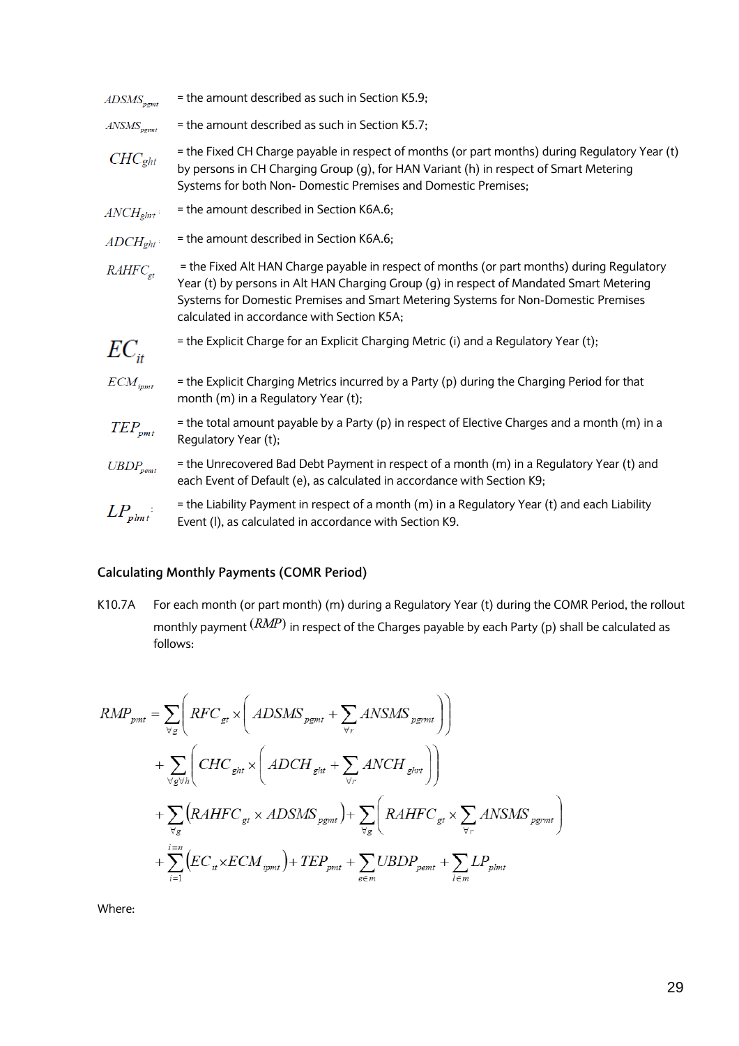$ADSMS_{pgmt}$ = the amount described as such in Section K5.9;

$ANSMS_{pgrmt}$ = the amount described as such in Section K5.7;

$CHC_{ght}$ = the Fixed CH Charge payable in respect of months (or part months) during Regulatory Year (t) by persons in CH Charging Group (g), for HAN Variant (h) in respect of Smart Metering Systems for both Non- Domestic Premises and Domestic Premises;

$ANCH_{ghrt}$ = the amount described in Section K6A.6;

$ADCH_{ght}$ = the amount described in Section K6A.6;

$RAHFC_{gt}$ = the Fixed Alt HAN Charge payable in respect of months (or part months) during Regulatory Year (t) by persons in Alt HAN Charging Group (g) in respect of Mandated Smart Metering Systems for Domestic Premises and Smart Metering Systems for Non-Domestic Premises calculated in accordance with Section K5A;

$EC_{it}$ = the Explicit Charge for an Explicit Charging Metric (i) and a Regulatory Year (t);

$ECM_{ipmt}$ = the Explicit Charging Metrics incurred by a Party (p) during the Charging Period for that month (m) in a Regulatory Year (t);

$TEP_{pmt}$ = the total amount payable by a Party (p) in respect of Elective Charges and a month (m) in a Regulatory Year (t);

$UBDP_{pemt}$ = the Unrecovered Bad Debt Payment in respect of a month (m) in a Regulatory Year (t) and each Event of Default (e), as calculated in accordance with Section K9;

$LP_{plmt}$ = the Liability Payment in respect of a month (m) in a Regulatory Year (t) and each Liability Event (l), as calculated in accordance with Section K9.

### Calculating Monthly Payments (COMR Period)

K10.7A For each month (or part month) (m) during a Regulatory Year (t) during the COMR Period, the rollout monthly payment ($RMP$) in respect of the Charges payable by each Party (p) shall be calculated as follows:

$$
\begin{aligned}
RMP_{pmt} = & \sum_{\forall g}\left( RFC_{gt} \times \left( ADSMS_{pgmt} + \sum_{\forall r} ANSMS_{pgrmt} \right)\right) \\
& + \sum_{\forall g \forall h}\left( CHC_{ght} \times \left( ADCH_{ght} + \sum_{\forall r} ANCH_{ghrt} \right)\right) \\
& + \sum_{\forall g}\left( RAHFC_{gt} \times ADSMS_{pgmt} \right) + \sum_{\forall g}\left( RAHFC_{gt} \times \sum_{\forall r} ANSMS_{pgrmt} \right) \\
& + \sum_{i=1}^{i=n}\left( EC_{it} \times ECM_{ipmt} \right) + TEP_{pmt} + \sum_{e \in m} UBDP_{pemt} + \sum_{l \in m} LP_{plmt}
\end{aligned}
$$

Where: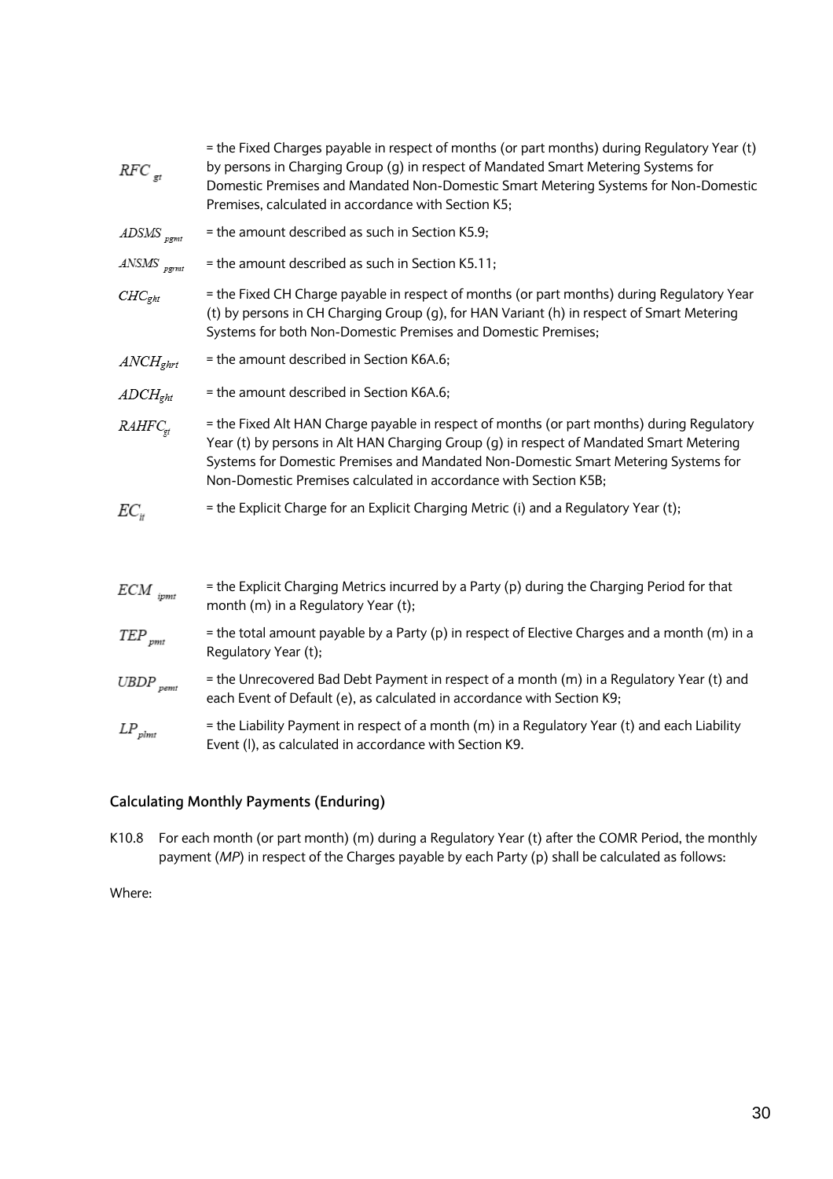$RFC_{gt}$ = the Fixed Charges payable in respect of months (or part months) during Regulatory Year (t) by persons in Charging Group (g) in respect of Mandated Smart Metering Systems for Domestic Premises and Mandated Non-Domestic Smart Metering Systems for Non-Domestic Premises, calculated in accordance with Section K5;

$ADSMS_{pgmt}$ = the amount described as such in Section K5.9;

$ANSMS_{pgrmt}$ = the amount described as such in Section K5.11;

$CHC_{ght}$ = the Fixed CH Charge payable in respect of months (or part months) during Regulatory Year (t) by persons in CH Charging Group (g), for HAN Variant (h) in respect of Smart Metering Systems for both Non-Domestic Premises and Domestic Premises;

$ANCH_{ghrt}$ = the amount described in Section K6A.6;

$ADCH_{ght}$ = the amount described in Section K6A.6;

$RAHFC_{gt}$ = the Fixed Alt HAN Charge payable in respect of months (or part months) during Regulatory Year (t) by persons in Alt HAN Charging Group (g) in respect of Mandated Smart Metering Systems for Domestic Premises and Mandated Non-Domestic Smart Metering Systems for Non-Domestic Premises calculated in accordance with Section K5B;

$EC_{it}$ = the Explicit Charge for an Explicit Charging Metric (i) and a Regulatory Year (t);

$ECM_{ipmt}$ = the Explicit Charging Metrics incurred by a Party (p) during the Charging Period for that month (m) in a Regulatory Year (t);

$TEP_{pmt}$ = the total amount payable by a Party (p) in respect of Elective Charges and a month (m) in a Regulatory Year (t);

$UBDP_{pemt}$ = the Unrecovered Bad Debt Payment in respect of a month (m) in a Regulatory Year (t) and each Event of Default (e), as calculated in accordance with Section K9;

$LP_{plmt}$ = the Liability Payment in respect of a month (m) in a Regulatory Year (t) and each Liability Event (l), as calculated in accordance with Section K9.

### Calculating Monthly Payments (Enduring)

K10.8 For each month (or part month) (m) during a Regulatory Year (t) after the COMR Period, the monthly payment (*MP*) in respect of the Charges payable by each Party (p) shall be calculated as follows:

Where: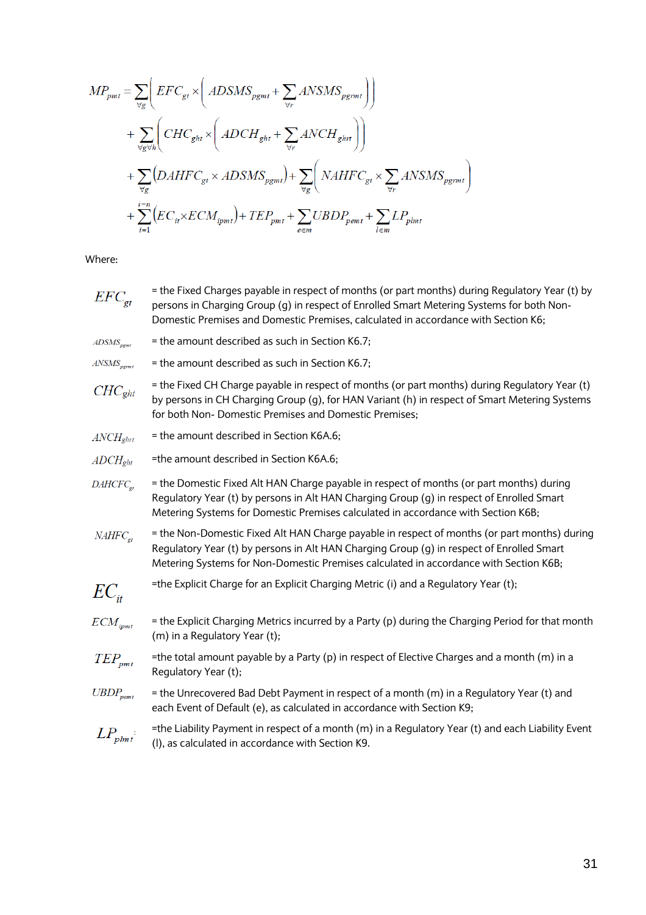$$
\begin{aligned}
MP_{pmt} = & \sum_{\forall g}\left( EFC_{gt} \times \left( ADSMS_{pgmt} + \sum_{\forall r} ANSMS_{pgrmt} \right)\right) \\
& + \sum_{\forall g \forall h}\left( CHC_{ght} \times \left( ADCH_{ght} + \sum_{\forall r} ANCH_{ghrt} \right)\right) \\
& + \sum_{\forall g}\left( DAHFC_{gt} \times ADSMS_{pgmt} \right) + \sum_{\forall g}\left( NAHFC_{gt} \times \sum_{\forall r} ANSMS_{pgrmt} \right) \\
& + \sum_{i=1}^{i=n}\left( EC_{it} \times ECM_{ipmt} \right) + TEP_{pmt} + \sum_{e \in m} UBDP_{pemt} + \sum_{l \in m} LP_{plmt}
\end{aligned}
$$

Where:

| | |
|---|---|
| $EFC_{gt}$ | = the Fixed Charges payable in respect of months (or part months) during Regulatory Year (t) by persons in Charging Group (g) in respect of Enrolled Smart Metering Systems for both Non-Domestic Premises and Domestic Premises, calculated in accordance with Section K6; |
| $ADSMS_{pgmt}$ | = the amount described as such in Section K6.7; |
| $ANSMS_{pgrmt}$ | = the amount described as such in Section K6.7; |
| $CHC_{ght}$ | = the Fixed CH Charge payable in respect of months (or part months) during Regulatory Year (t) by persons in CH Charging Group (g), for HAN Variant (h) in respect of Smart Metering Systems for both Non- Domestic Premises and Domestic Premises; |
| $ANCH_{ghrt}$ | = the amount described in Section K6A.6; |
| $ADCH_{ght}$ | =the amount described in Section K6A.6; |
| $DAHCFC_{gt}$ | = the Domestic Fixed Alt HAN Charge payable in respect of months (or part months) during Regulatory Year (t) by persons in Alt HAN Charging Group (g) in respect of Enrolled Smart Metering Systems for Domestic Premises calculated in accordance with Section K6B; |
| $NAHFC_{gt}$ | = the Non-Domestic Fixed Alt HAN Charge payable in respect of months (or part months) during Regulatory Year (t) by persons in Alt HAN Charging Group (g) in respect of Enrolled Smart Metering Systems for Non-Domestic Premises calculated in accordance with Section K6B; |
| $EC_{it}$ | =the Explicit Charge for an Explicit Charging Metric (i) and a Regulatory Year (t); |
| $ECM_{ipmt}$ | = the Explicit Charging Metrics incurred by a Party (p) during the Charging Period for that month (m) in a Regulatory Year (t); |
| $TEP_{pmt}$ | =the total amount payable by a Party (p) in respect of Elective Charges and a month (m) in a Regulatory Year (t); |
| $UBDP_{pemt}$ | = the Unrecovered Bad Debt Payment in respect of a month (m) in a Regulatory Year (t) and each Event of Default (e), as calculated in accordance with Section K9; |
| $LP_{plmt}$ | =the Liability Payment in respect of a month (m) in a Regulatory Year (t) and each Liability Event (l), as calculated in accordance with Section K9. |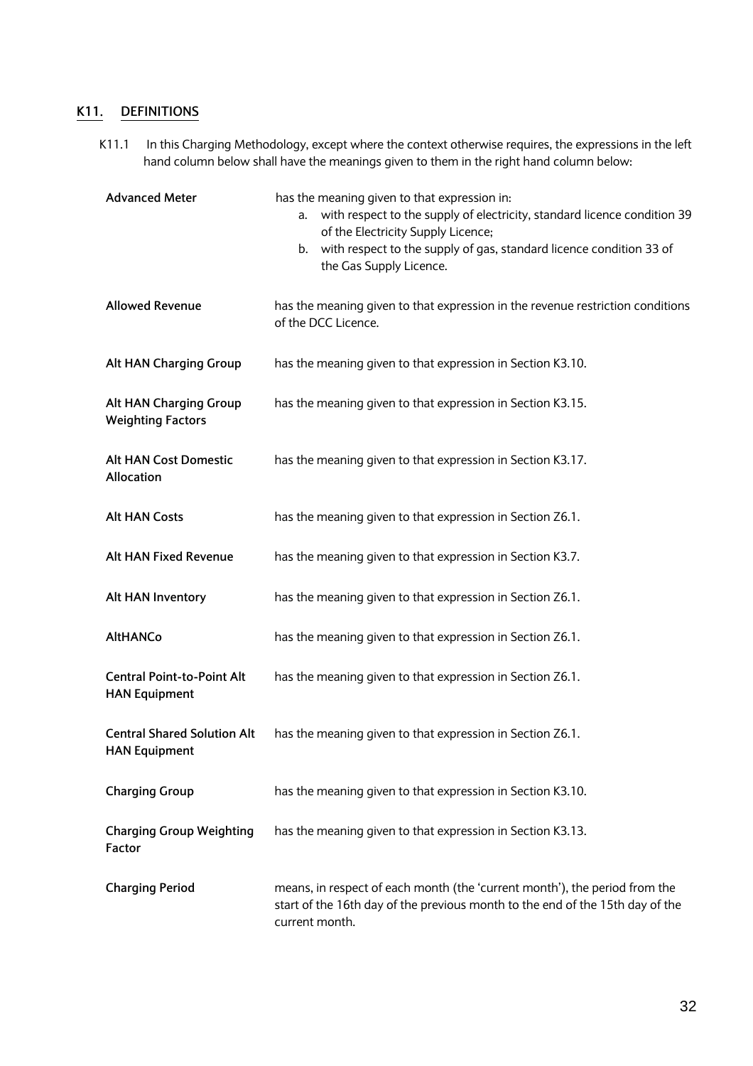## K11. DEFINITIONS

K11.1 In this Charging Methodology, except where the context otherwise requires, the expressions in the left hand column below shall have the meanings given to them in the right hand column below:

| | |
|---|---|
| **Advanced Meter** | has the meaning given to that expression in:<br>a. with respect to the supply of electricity, standard licence condition 39 of the Electricity Supply Licence;<br>b. with respect to the supply of gas, standard licence condition 33 of the Gas Supply Licence. |
| **Allowed Revenue** | has the meaning given to that expression in the revenue restriction conditions of the DCC Licence. |
| **Alt HAN Charging Group** | has the meaning given to that expression in Section K3.10. |
| **Alt HAN Charging Group Weighting Factors** | has the meaning given to that expression in Section K3.15. |
| **Alt HAN Cost Domestic Allocation** | has the meaning given to that expression in Section K3.17. |
| **Alt HAN Costs** | has the meaning given to that expression in Section Z6.1. |
| **Alt HAN Fixed Revenue** | has the meaning given to that expression in Section K3.7. |
| **Alt HAN Inventory** | has the meaning given to that expression in Section Z6.1. |
| **AltHANCo** | has the meaning given to that expression in Section Z6.1. |
| **Central Point-to-Point Alt HAN Equipment** | has the meaning given to that expression in Section Z6.1. |
| **Central Shared Solution Alt HAN Equipment** | has the meaning given to that expression in Section Z6.1. |
| **Charging Group** | has the meaning given to that expression in Section K3.10. |
| **Charging Group Weighting Factor** | has the meaning given to that expression in Section K3.13. |
| **Charging Period** | means, in respect of each month (the 'current month'), the period from the start of the 16th day of the previous month to the end of the 15th day of the current month. |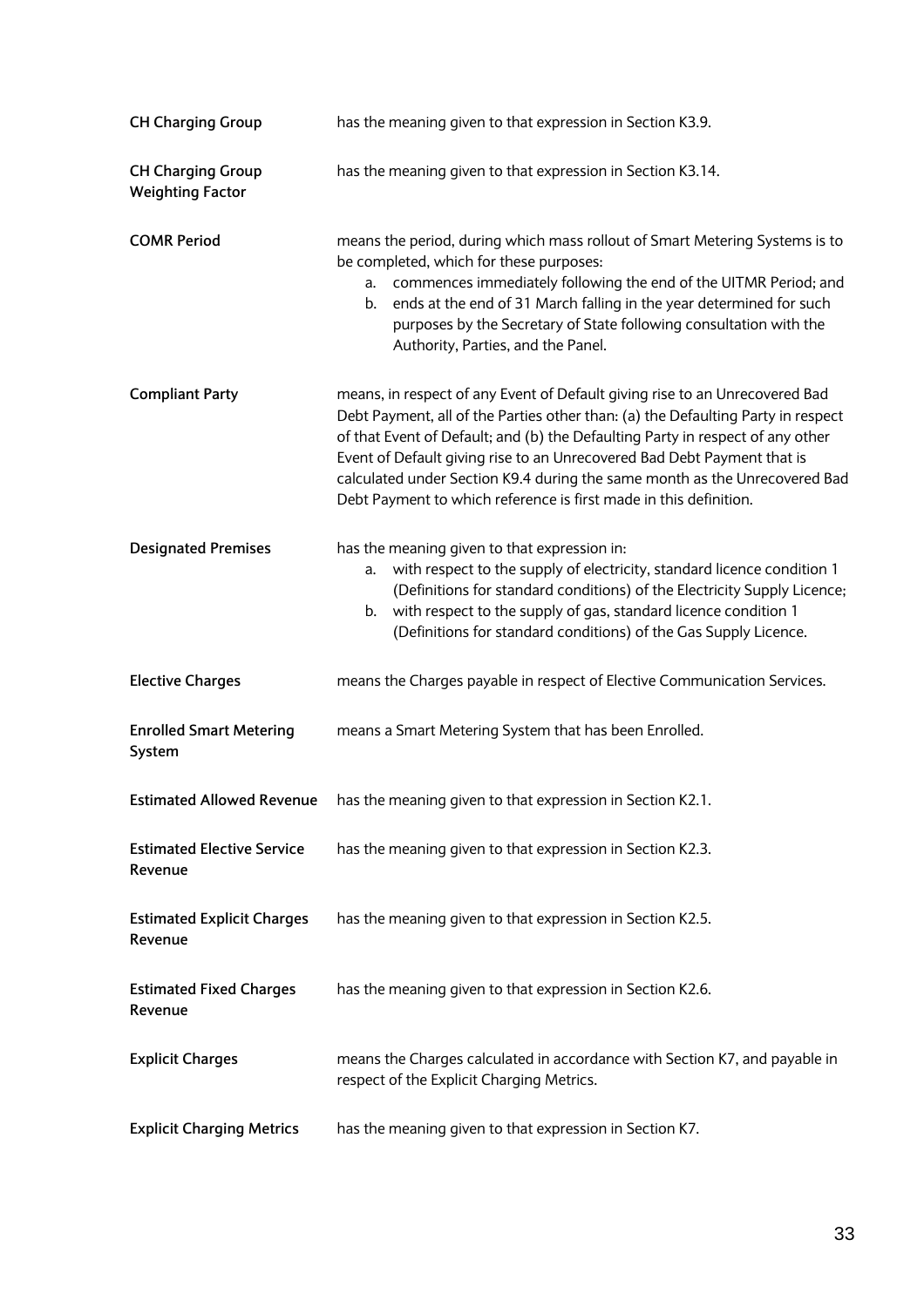| | |
|---|---|
| **CH Charging Group** | has the meaning given to that expression in Section K3.9. |
| **CH Charging Group Weighting Factor** | has the meaning given to that expression in Section K3.14. |
| **COMR Period** | means the period, during which mass rollout of Smart Metering Systems is to be completed, which for these purposes:<br>a. commences immediately following the end of the UITMR Period; and<br>b. ends at the end of 31 March falling in the year determined for such purposes by the Secretary of State following consultation with the Authority, Parties, and the Panel. |
| **Compliant Party** | means, in respect of any Event of Default giving rise to an Unrecovered Bad Debt Payment, all of the Parties other than: (a) the Defaulting Party in respect of that Event of Default; and (b) the Defaulting Party in respect of any other Event of Default giving rise to an Unrecovered Bad Debt Payment that is calculated under Section K9.4 during the same month as the Unrecovered Bad Debt Payment to which reference is first made in this definition. |
| **Designated Premises** | has the meaning given to that expression in:<br>a. with respect to the supply of electricity, standard licence condition 1 (Definitions for standard conditions) of the Electricity Supply Licence;<br>b. with respect to the supply of gas, standard licence condition 1 (Definitions for standard conditions) of the Gas Supply Licence. |
| **Elective Charges** | means the Charges payable in respect of Elective Communication Services. |
| **Enrolled Smart Metering System** | means a Smart Metering System that has been Enrolled. |
| **Estimated Allowed Revenue** | has the meaning given to that expression in Section K2.1. |
| **Estimated Elective Service Revenue** | has the meaning given to that expression in Section K2.3. |
| **Estimated Explicit Charges Revenue** | has the meaning given to that expression in Section K2.5. |
| **Estimated Fixed Charges Revenue** | has the meaning given to that expression in Section K2.6. |
| **Explicit Charges** | means the Charges calculated in accordance with Section K7, and payable in respect of the Explicit Charging Metrics. |
| **Explicit Charging Metrics** | has the meaning given to that expression in Section K7. |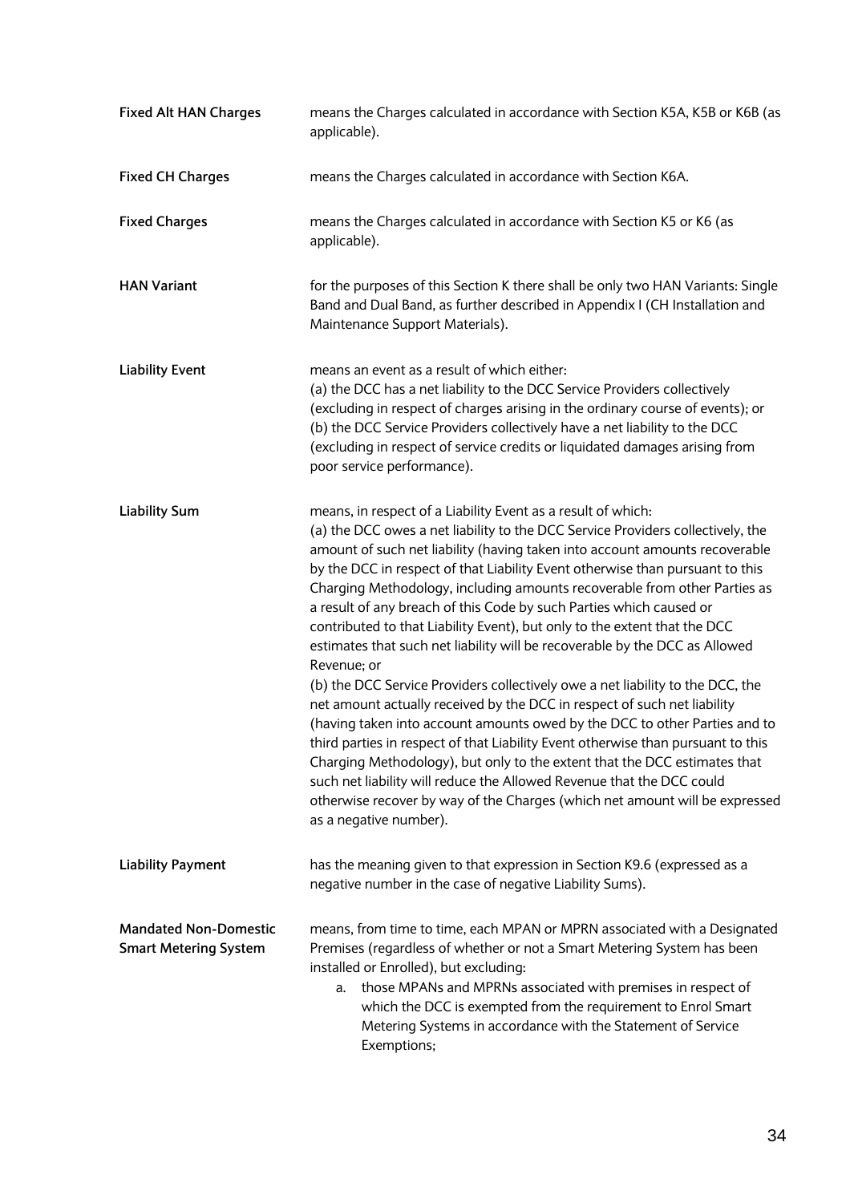| | |
|---|---|
| **Fixed Alt HAN Charges** | means the Charges calculated in accordance with Section K5A, K5B or K6B (as applicable). |
| **Fixed CH Charges** | means the Charges calculated in accordance with Section K6A. |
| **Fixed Charges** | means the Charges calculated in accordance with Section K5 or K6 (as applicable). |
| **HAN Variant** | for the purposes of this Section K there shall be only two HAN Variants: Single Band and Dual Band, as further described in Appendix I (CH Installation and Maintenance Support Materials). |
| **Liability Event** | means an event as a result of which either:<br>(a) the DCC has a net liability to the DCC Service Providers collectively (excluding in respect of charges arising in the ordinary course of events); or<br>(b) the DCC Service Providers collectively have a net liability to the DCC (excluding in respect of service credits or liquidated damages arising from poor service performance). |
| **Liability Sum** | means, in respect of a Liability Event as a result of which:<br>(a) the DCC owes a net liability to the DCC Service Providers collectively, the amount of such net liability (having taken into account amounts recoverable by the DCC in respect of that Liability Event otherwise than pursuant to this Charging Methodology, including amounts recoverable from other Parties as a result of any breach of this Code by such Parties which caused or contributed to that Liability Event), but only to the extent that the DCC estimates that such net liability will be recoverable by the DCC as Allowed Revenue; or<br>(b) the DCC Service Providers collectively owe a net liability to the DCC, the net amount actually received by the DCC in respect of such net liability (having taken into account amounts owed by the DCC to other Parties and to third parties in respect of that Liability Event otherwise than pursuant to this Charging Methodology), but only to the extent that the DCC estimates that such net liability will reduce the Allowed Revenue that the DCC could otherwise recover by way of the Charges (which net amount will be expressed as a negative number). |
| **Liability Payment** | has the meaning given to that expression in Section K9.6 (expressed as a negative number in the case of negative Liability Sums). |
| **Mandated Non-Domestic Smart Metering System** | means, from time to time, each MPAN or MPRN associated with a Designated Premises (regardless of whether or not a Smart Metering System has been installed or Enrolled), but excluding:<br>a. those MPANs and MPRNs associated with premises in respect of which the DCC is exempted from the requirement to Enrol Smart Metering Systems in accordance with the Statement of Service Exemptions; |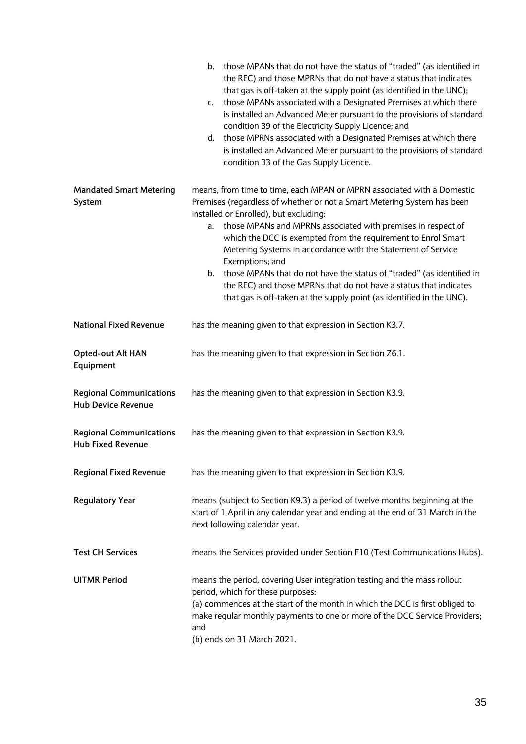b. those MPANs that do not have the status of "traded" (as identified in the REC) and those MPRNs that do not have a status that indicates that gas is off-taken at the supply point (as identified in the UNC);
c. those MPANs associated with a Designated Premises at which there is installed an Advanced Meter pursuant to the provisions of standard condition 39 of the Electricity Supply Licence; and
d. those MPRNs associated with a Designated Premises at which there is installed an Advanced Meter pursuant to the provisions of standard condition 33 of the Gas Supply Licence.

| | |
|---|---|
| **Mandated Smart Metering System** | means, from time to time, each MPAN or MPRN associated with a Domestic Premises (regardless of whether or not a Smart Metering System has been installed or Enrolled), but excluding: a. those MPANs and MPRNs associated with premises in respect of which the DCC is exempted from the requirement to Enrol Smart Metering Systems in accordance with the Statement of Service Exemptions; and b. those MPANs that do not have the status of "traded" (as identified in the REC) and those MPRNs that do not have a status that indicates that gas is off-taken at the supply point (as identified in the UNC). |
| **National Fixed Revenue** | has the meaning given to that expression in Section K3.7. |
| **Opted-out Alt HAN Equipment** | has the meaning given to that expression in Section Z6.1. |
| **Regional Communications Hub Device Revenue** | has the meaning given to that expression in Section K3.9. |
| **Regional Communications Hub Fixed Revenue** | has the meaning given to that expression in Section K3.9. |
| **Regional Fixed Revenue** | has the meaning given to that expression in Section K3.9. |
| **Regulatory Year** | means (subject to Section K9.3) a period of twelve months beginning at the start of 1 April in any calendar year and ending at the end of 31 March in the next following calendar year. |
| **Test CH Services** | means the Services provided under Section F10 (Test Communications Hubs). |
| **UITMR Period** | means the period, covering User integration testing and the mass rollout period, which for these purposes: (a) commences at the start of the month in which the DCC is first obliged to make regular monthly payments to one or more of the DCC Service Providers; and (b) ends on 31 March 2021. |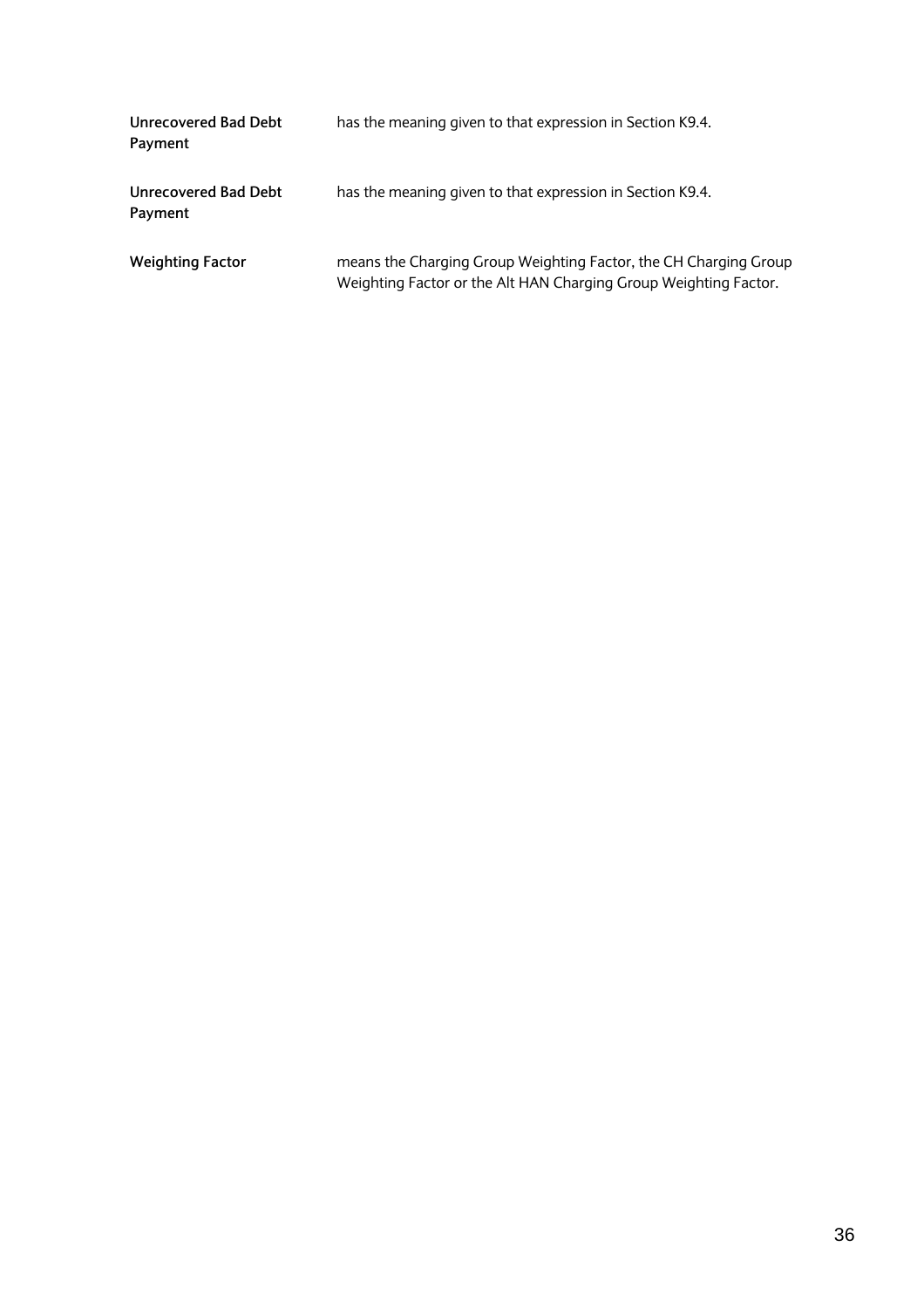| | |
|---|---|
| **Unrecovered Bad Debt Payment** | has the meaning given to that expression in Section K9.4. |
| **Unrecovered Bad Debt Payment** | has the meaning given to that expression in Section K9.4. |
| **Weighting Factor** | means the Charging Group Weighting Factor, the CH Charging Group Weighting Factor or the Alt HAN Charging Group Weighting Factor. |